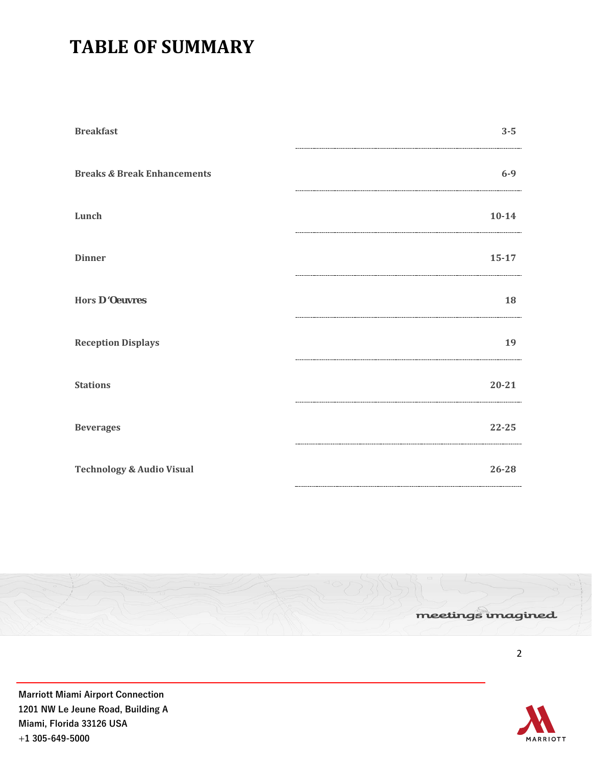# TABLE OF SUMMARY

| Section | Pages |
|---|---|
| **Breakfast** | **3-5** |
| **Breaks & Break Enhancements** | **6-9** |
| **Lunch** | **10-14** |
| **Dinner** | **15-17** |
| **Hors D'Oeuvres** | **18** |
| **Reception Displays** | **19** |
| **Stations** | **20-21** |
| **Beverages** | **22-25** |
| **Technology & Audio Visual** | **26-28** |

meetings imagined

**Marriott Miami Airport Connection**
**1201 NW Le Jeune Road, Building A**
**Miami, Florida 33126 USA**
**+1 305-649-5000**

MARRIOTT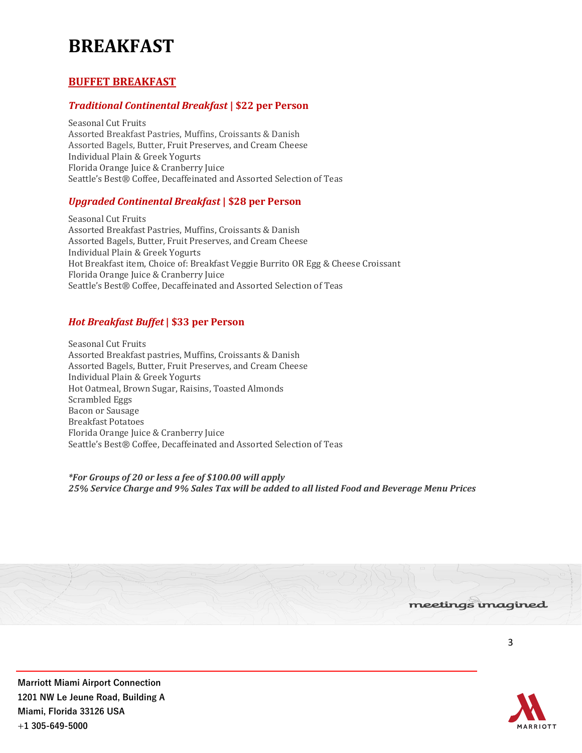# BREAKFAST

## BUFFET BREAKFAST

### *Traditional Continental Breakfast* | $22 per Person

Seasonal Cut Fruits
Assorted Breakfast Pastries, Muffins, Croissants & Danish
Assorted Bagels, Butter, Fruit Preserves, and Cream Cheese
Individual Plain & Greek Yogurts
Florida Orange Juice & Cranberry Juice
Seattle's Best® Coffee, Decaffeinated and Assorted Selection of Teas

### *Upgraded Continental Breakfast* | $28 per Person

Seasonal Cut Fruits
Assorted Breakfast Pastries, Muffins, Croissants & Danish
Assorted Bagels, Butter, Fruit Preserves, and Cream Cheese
Individual Plain & Greek Yogurts
Hot Breakfast item, Choice of: Breakfast Veggie Burrito OR Egg & Cheese Croissant
Florida Orange Juice & Cranberry Juice
Seattle's Best® Coffee, Decaffeinated and Assorted Selection of Teas

### *Hot Breakfast Buffet* | $33 per Person

Seasonal Cut Fruits
Assorted Breakfast pastries, Muffins, Croissants & Danish
Assorted Bagels, Butter, Fruit Preserves, and Cream Cheese
Individual Plain & Greek Yogurts
Hot Oatmeal, Brown Sugar, Raisins, Toasted Almonds
Scrambled Eggs
Bacon or Sausage
Breakfast Potatoes
Florida Orange Juice & Cranberry Juice
Seattle's Best® Coffee, Decaffeinated and Assorted Selection of Teas

***For Groups of 20 or less a fee of $100.00 will apply***
***25% Service Charge and 9% Sales Tax will be added to all listed Food and Beverage Menu Prices***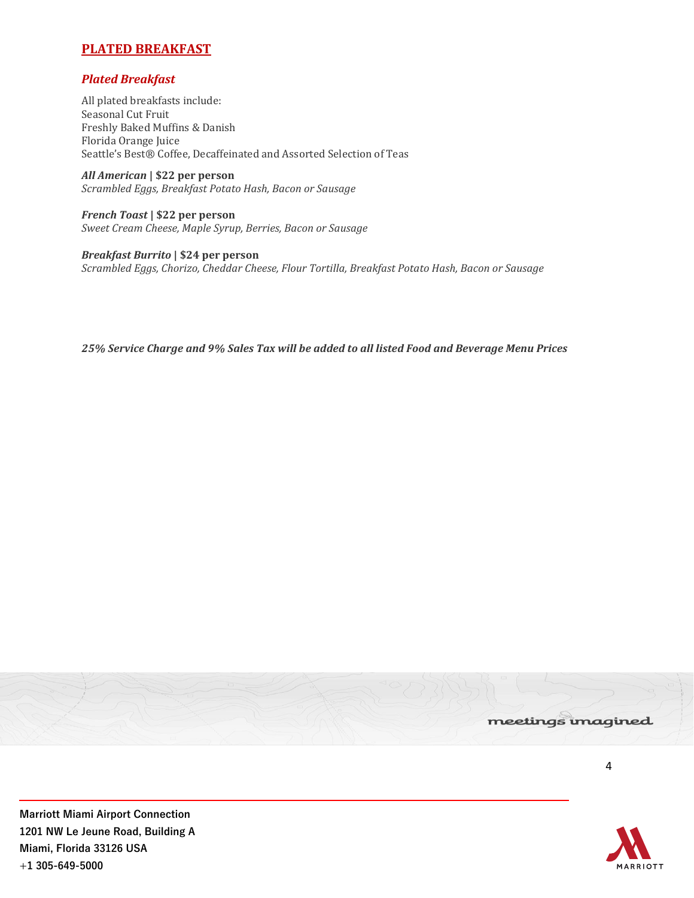# PLATED BREAKFAST

## *Plated Breakfast*

All plated breakfasts include:
Seasonal Cut Fruit
Freshly Baked Muffins & Danish
Florida Orange Juice
Seattle's Best® Coffee, Decaffeinated and Assorted Selection of Teas

***All American* | $22 per person**
*Scrambled Eggs, Breakfast Potato Hash, Bacon or Sausage*

***French Toast* | $22 per person**
*Sweet Cream Cheese, Maple Syrup, Berries, Bacon or Sausage*

***Breakfast Burrito* | $24 per person**
*Scrambled Eggs, Chorizo, Cheddar Cheese, Flour Tortilla, Breakfast Potato Hash, Bacon or Sausage*

***25% Service Charge and 9% Sales Tax will be added to all listed Food and Beverage Menu Prices***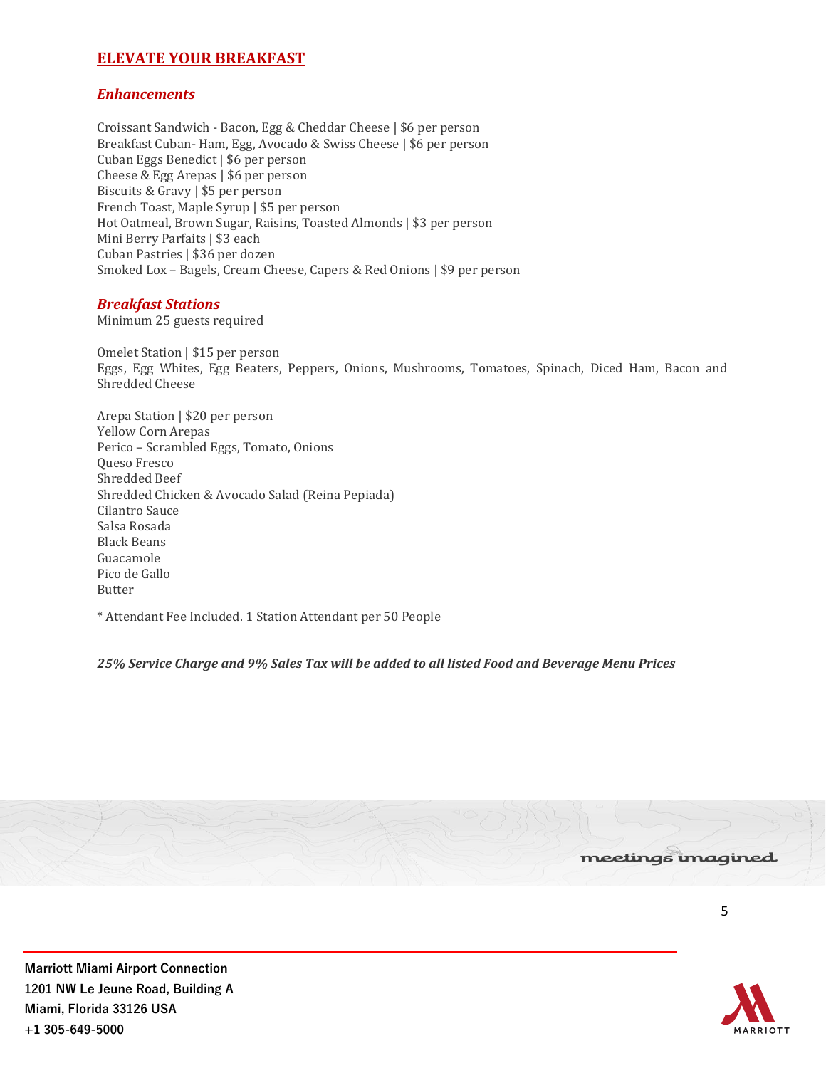## ELEVATE YOUR BREAKFAST

### *Enhancements*

Croissant Sandwich - Bacon, Egg & Cheddar Cheese | $6 per person
Breakfast Cuban- Ham, Egg, Avocado & Swiss Cheese | $6 per person
Cuban Eggs Benedict | $6 per person
Cheese & Egg Arepas | $6 per person
Biscuits & Gravy | $5 per person
French Toast, Maple Syrup | $5 per person
Hot Oatmeal, Brown Sugar, Raisins, Toasted Almonds | $3 per person
Mini Berry Parfaits | $3 each
Cuban Pastries | $36 per dozen
Smoked Lox – Bagels, Cream Cheese, Capers & Red Onions | $9 per person

### *Breakfast Stations*

Minimum 25 guests required

Omelet Station | $15 per person
Eggs, Egg Whites, Egg Beaters, Peppers, Onions, Mushrooms, Tomatoes, Spinach, Diced Ham, Bacon and Shredded Cheese

Arepa Station | $20 per person
Yellow Corn Arepas
Perico – Scrambled Eggs, Tomato, Onions
Queso Fresco
Shredded Beef
Shredded Chicken & Avocado Salad (Reina Pepiada)
Cilantro Sauce
Salsa Rosada
Black Beans
Guacamole
Pico de Gallo
Butter

* Attendant Fee Included. 1 Station Attendant per 50 People

***25% Service Charge and 9% Sales Tax will be added to all listed Food and Beverage Menu Prices***

meetings imagined

**Marriott Miami Airport Connection**
**1201 NW Le Jeune Road, Building A**
**Miami, Florida 33126 USA**
**+1 305-649-5000**

MARRIOTT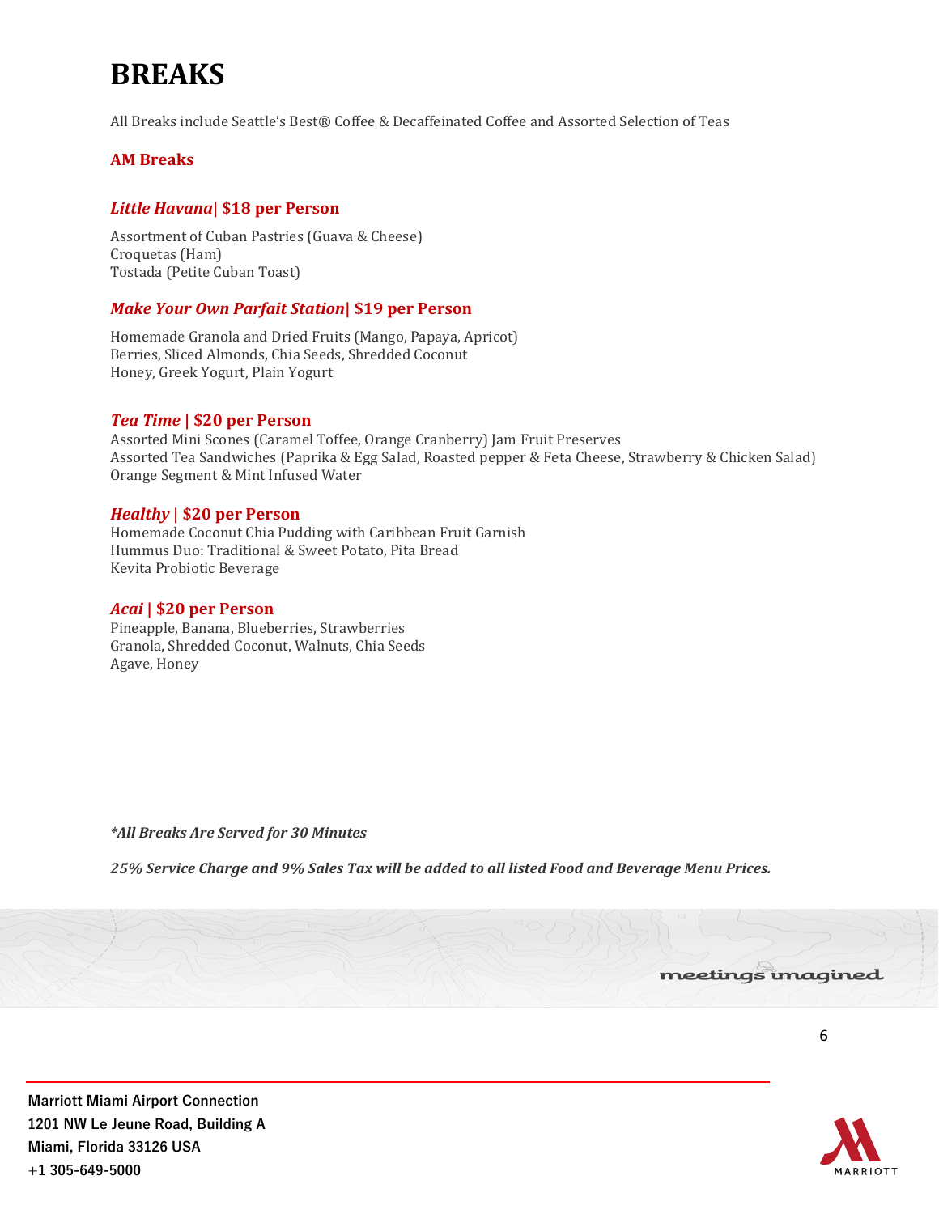# BREAKS

All Breaks include Seattle's Best® Coffee & Decaffeinated Coffee and Assorted Selection of Teas

## AM Breaks

### *Little Havana*| $18 per Person

Assortment of Cuban Pastries (Guava & Cheese)
Croquetas (Ham)
Tostada (Petite Cuban Toast)

### *Make Your Own Parfait Station*| $19 per Person

Homemade Granola and Dried Fruits (Mango, Papaya, Apricot)
Berries, Sliced Almonds, Chia Seeds, Shredded Coconut
Honey, Greek Yogurt, Plain Yogurt

### *Tea Time* | $20 per Person

Assorted Mini Scones (Caramel Toffee, Orange Cranberry) Jam Fruit Preserves
Assorted Tea Sandwiches (Paprika & Egg Salad, Roasted pepper & Feta Cheese, Strawberry & Chicken Salad)
Orange Segment & Mint Infused Water

### *Healthy* | $20 per Person

Homemade Coconut Chia Pudding with Caribbean Fruit Garnish
Hummus Duo: Traditional & Sweet Potato, Pita Bread
Kevita Probiotic Beverage

### *Acai* | $20 per Person

Pineapple, Banana, Blueberries, Strawberries
Granola, Shredded Coconut, Walnuts, Chia Seeds
Agave, Honey

***All Breaks Are Served for 30 Minutes***

***25% Service Charge and 9% Sales Tax will be added to all listed Food and Beverage Menu Prices.***

meetings imagined

**Marriott Miami Airport Connection**
**1201 NW Le Jeune Road, Building A**
**Miami, Florida 33126 USA**
**+1 305-649-5000**

MARRIOTT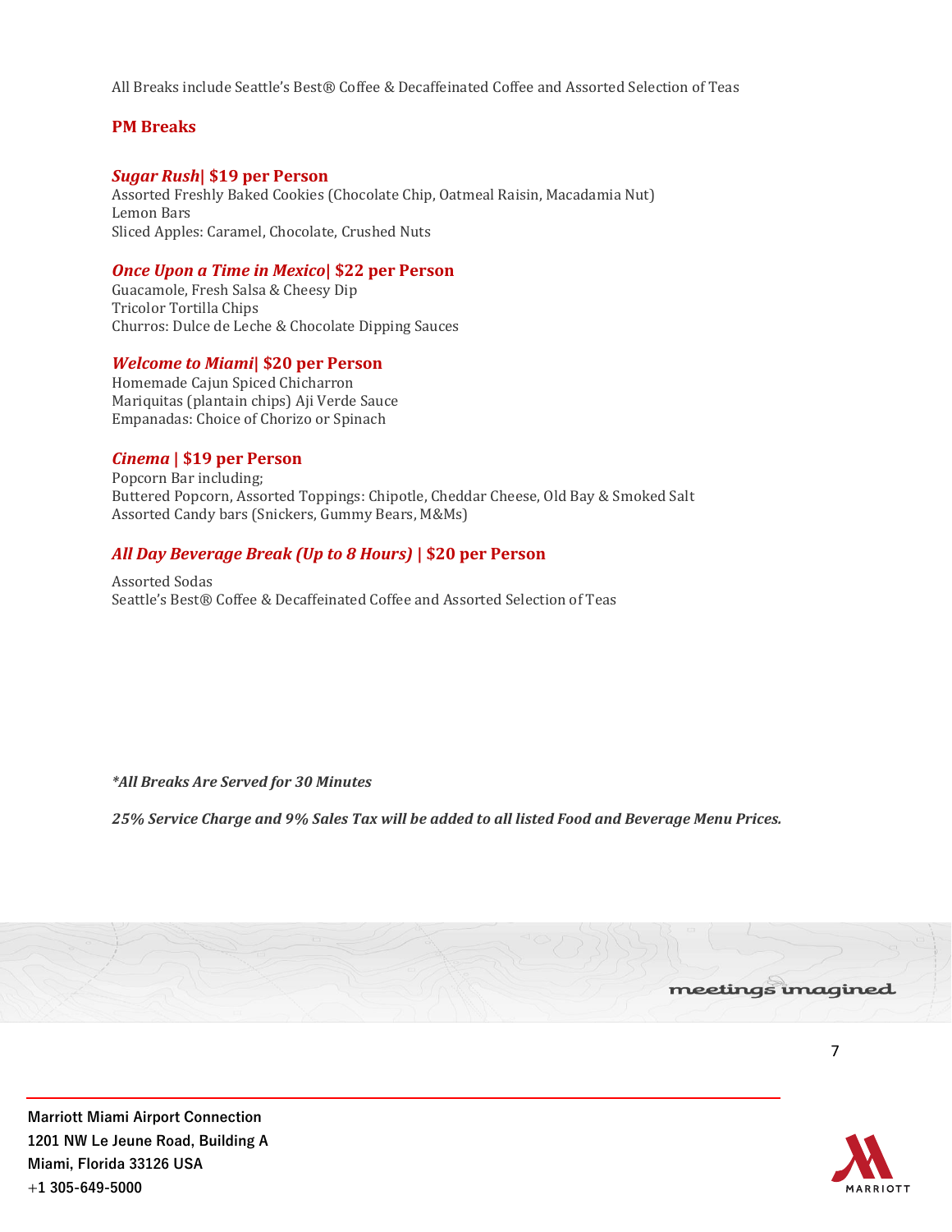All Breaks include Seattle's Best® Coffee & Decaffeinated Coffee and Assorted Selection of Teas

## PM Breaks

### *Sugar Rush*| $19 per Person

Assorted Freshly Baked Cookies (Chocolate Chip, Oatmeal Raisin, Macadamia Nut)
Lemon Bars
Sliced Apples: Caramel, Chocolate, Crushed Nuts

### *Once Upon a Time in Mexico*| $22 per Person

Guacamole, Fresh Salsa & Cheesy Dip
Tricolor Tortilla Chips
Churros: Dulce de Leche & Chocolate Dipping Sauces

### *Welcome to Miami*| $20 per Person

Homemade Cajun Spiced Chicharron
Mariquitas (plantain chips) Aji Verde Sauce
Empanadas: Choice of Chorizo or Spinach

### *Cinema* | $19 per Person

Popcorn Bar including;
Buttered Popcorn, Assorted Toppings: Chipotle, Cheddar Cheese, Old Bay & Smoked Salt
Assorted Candy bars (Snickers, Gummy Bears, M&Ms)

### *All Day Beverage Break (Up to 8 Hours)* | $20 per Person

Assorted Sodas
Seattle's Best® Coffee & Decaffeinated Coffee and Assorted Selection of Teas

***All Breaks Are Served for 30 Minutes***

***25% Service Charge and 9% Sales Tax will be added to all listed Food and Beverage Menu Prices.***

**Marriott Miami Airport Connection**
**1201 NW Le Jeune Road, Building A**
**Miami, Florida 33126 USA**
**+1 305-649-5000**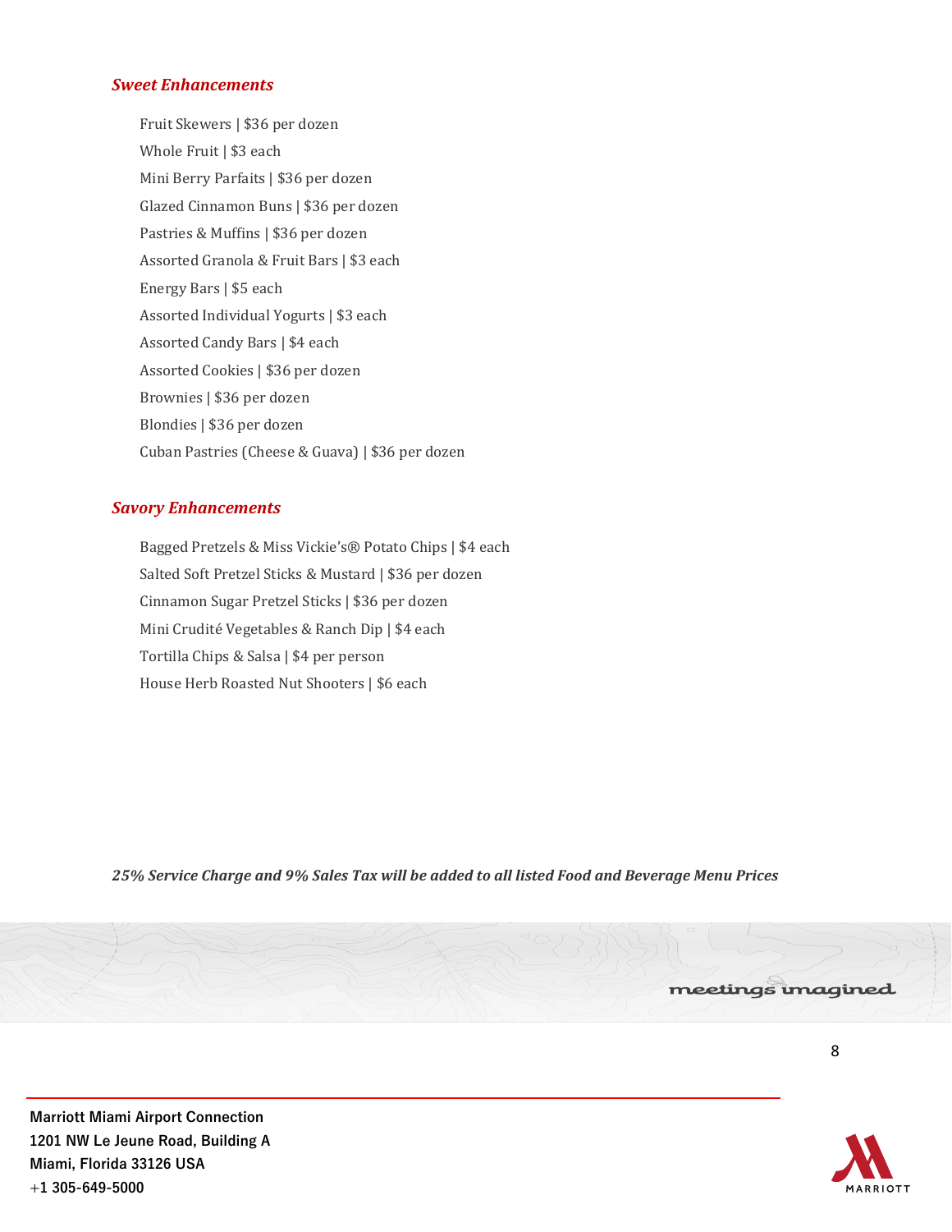### *Sweet Enhancements*

Fruit Skewers | $36 per dozen

Whole Fruit | $3 each

Mini Berry Parfaits | $36 per dozen

Glazed Cinnamon Buns | $36 per dozen

Pastries & Muffins | $36 per dozen

Assorted Granola & Fruit Bars | $3 each

Energy Bars | $5 each

Assorted Individual Yogurts | $3 each

Assorted Candy Bars | $4 each

Assorted Cookies | $36 per dozen

Brownies | $36 per dozen

Blondies | $36 per dozen

Cuban Pastries (Cheese & Guava) | $36 per dozen

### *Savory Enhancements*

Bagged Pretzels & Miss Vickie's® Potato Chips | $4 each

Salted Soft Pretzel Sticks & Mustard | $36 per dozen

Cinnamon Sugar Pretzel Sticks | $36 per dozen

Mini Crudité Vegetables & Ranch Dip | $4 each

Tortilla Chips & Salsa | $4 per person

House Herb Roasted Nut Shooters | $6 each

***25% Service Charge and 9% Sales Tax will be added to all listed Food and Beverage Menu Prices***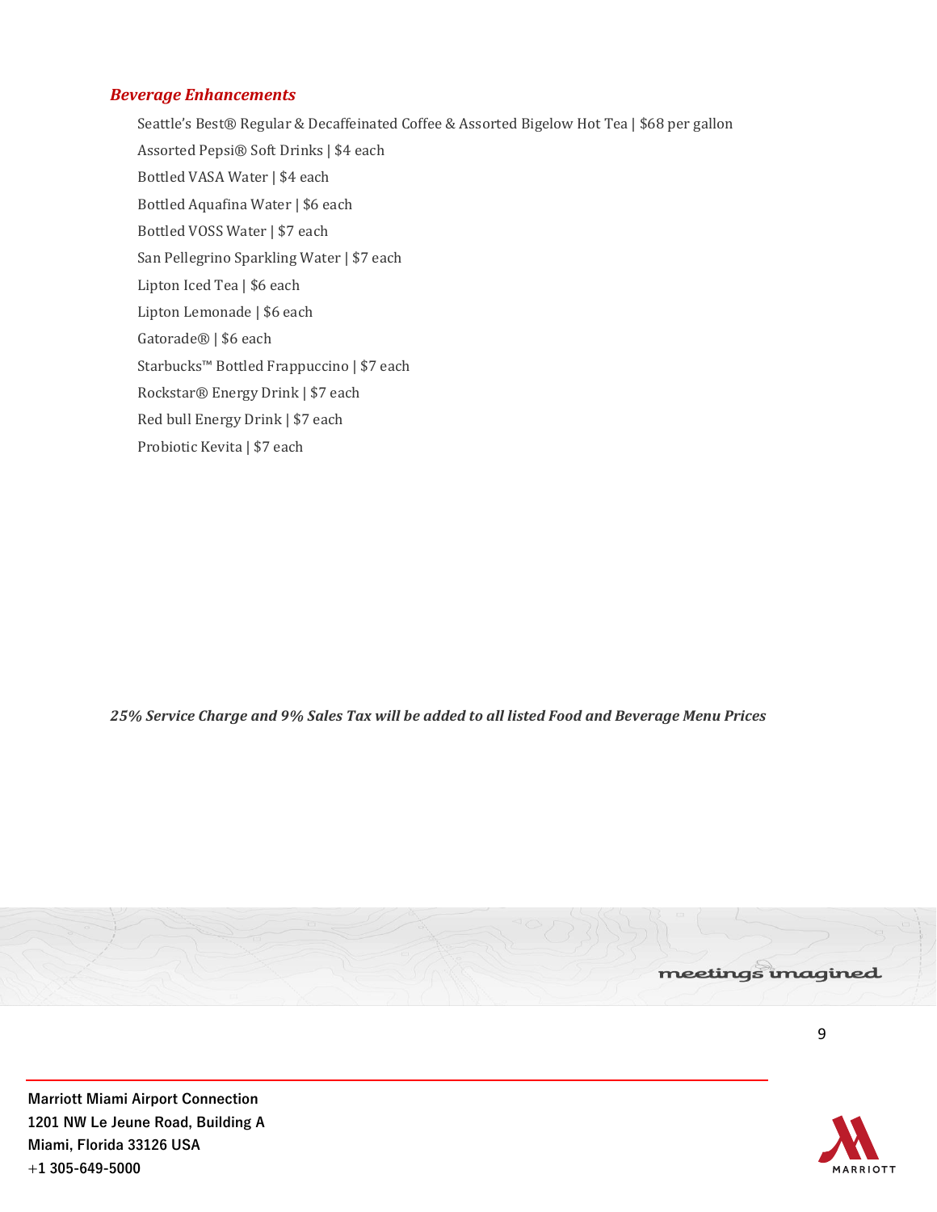### *Beverage Enhancements*

Seattle's Best® Regular & Decaffeinated Coffee & Assorted Bigelow Hot Tea | $68 per gallon

Assorted Pepsi® Soft Drinks | $4 each

Bottled VASA Water | $4 each

Bottled Aquafina Water | $6 each

Bottled VOSS Water | $7 each

San Pellegrino Sparkling Water | $7 each

Lipton Iced Tea | $6 each

Lipton Lemonade | $6 each

Gatorade® | $6 each

Starbucks™ Bottled Frappuccino | $7 each

Rockstar® Energy Drink | $7 each

Red bull Energy Drink | $7 each

Probiotic Kevita | $7 each

***25% Service Charge and 9% Sales Tax will be added to all listed Food and Beverage Menu Prices***

meetings imagined

**Marriott Miami Airport Connection**
**1201 NW Le Jeune Road, Building A**
**Miami, Florida 33126 USA**
**+1 305-649-5000**

MARRIOTT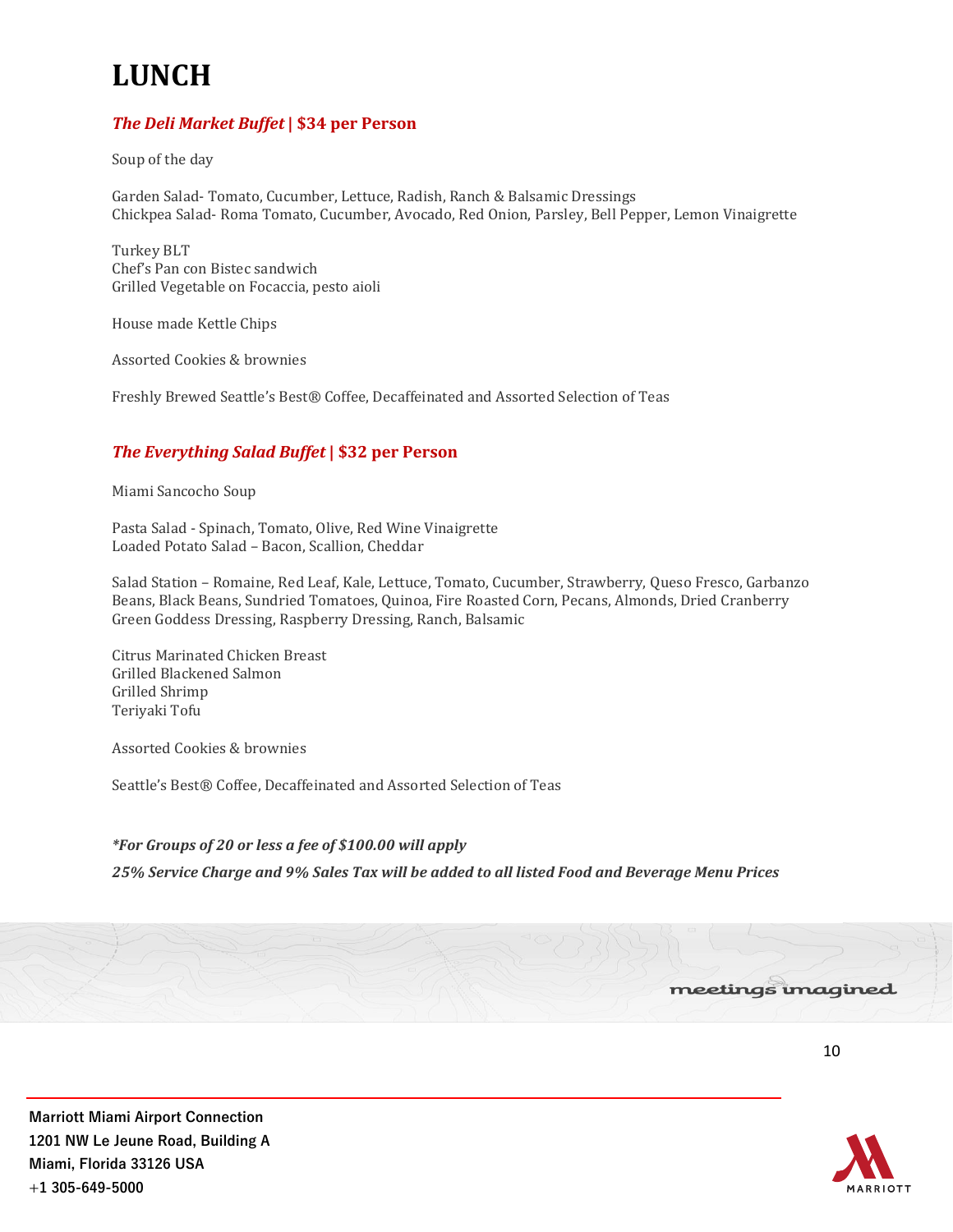# LUNCH

### ***The Deli Market Buffet* | $34 per Person**

Soup of the day

Garden Salad- Tomato, Cucumber, Lettuce, Radish, Ranch & Balsamic Dressings
Chickpea Salad- Roma Tomato, Cucumber, Avocado, Red Onion, Parsley, Bell Pepper, Lemon Vinaigrette

Turkey BLT
Chef's Pan con Bistec sandwich
Grilled Vegetable on Focaccia, pesto aioli

House made Kettle Chips

Assorted Cookies & brownies

Freshly Brewed Seattle's Best® Coffee, Decaffeinated and Assorted Selection of Teas

### ***The Everything Salad Buffet* | $32 per Person**

Miami Sancocho Soup

Pasta Salad - Spinach, Tomato, Olive, Red Wine Vinaigrette
Loaded Potato Salad – Bacon, Scallion, Cheddar

Salad Station – Romaine, Red Leaf, Kale, Lettuce, Tomato, Cucumber, Strawberry, Queso Fresco, Garbanzo Beans, Black Beans, Sundried Tomatoes, Quinoa, Fire Roasted Corn, Pecans, Almonds, Dried Cranberry
Green Goddess Dressing, Raspberry Dressing, Ranch, Balsamic

Citrus Marinated Chicken Breast
Grilled Blackened Salmon
Grilled Shrimp
Teriyaki Tofu

Assorted Cookies & brownies

Seattle's Best® Coffee, Decaffeinated and Assorted Selection of Teas

***\*For Groups of 20 or less a fee of $100.00 will apply***

***25% Service Charge and 9% Sales Tax will be added to all listed Food and Beverage Menu Prices***

meetings imagined

**Marriott Miami Airport Connection**
**1201 NW Le Jeune Road, Building A**
**Miami, Florida 33126 USA**
**+1 305-649-5000**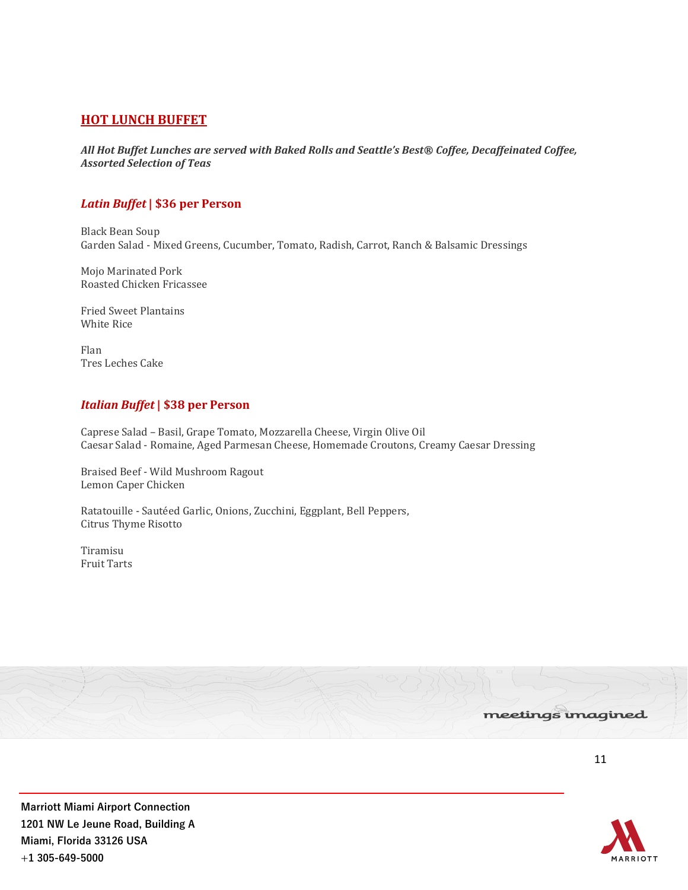## HOT LUNCH BUFFET

***All Hot Buffet Lunches are served with Baked Rolls and Seattle's Best® Coffee, Decaffeinated Coffee, Assorted Selection of Teas***

### *Latin Buffet* | $36 per Person

Black Bean Soup
Garden Salad - Mixed Greens, Cucumber, Tomato, Radish, Carrot, Ranch & Balsamic Dressings

Mojo Marinated Pork
Roasted Chicken Fricassee

Fried Sweet Plantains
White Rice

Flan
Tres Leches Cake

### *Italian Buffet* | $38 per Person

Caprese Salad – Basil, Grape Tomato, Mozzarella Cheese, Virgin Olive Oil
Caesar Salad - Romaine, Aged Parmesan Cheese, Homemade Croutons, Creamy Caesar Dressing

Braised Beef - Wild Mushroom Ragout
Lemon Caper Chicken

Ratatouille - Sautéed Garlic, Onions, Zucchini, Eggplant, Bell Peppers,
Citrus Thyme Risotto

Tiramisu
Fruit Tarts

meetings imagined

**Marriott Miami Airport Connection**
**1201 NW Le Jeune Road, Building A**
**Miami, Florida 33126 USA**
**+1 305-649-5000**

MARRIOTT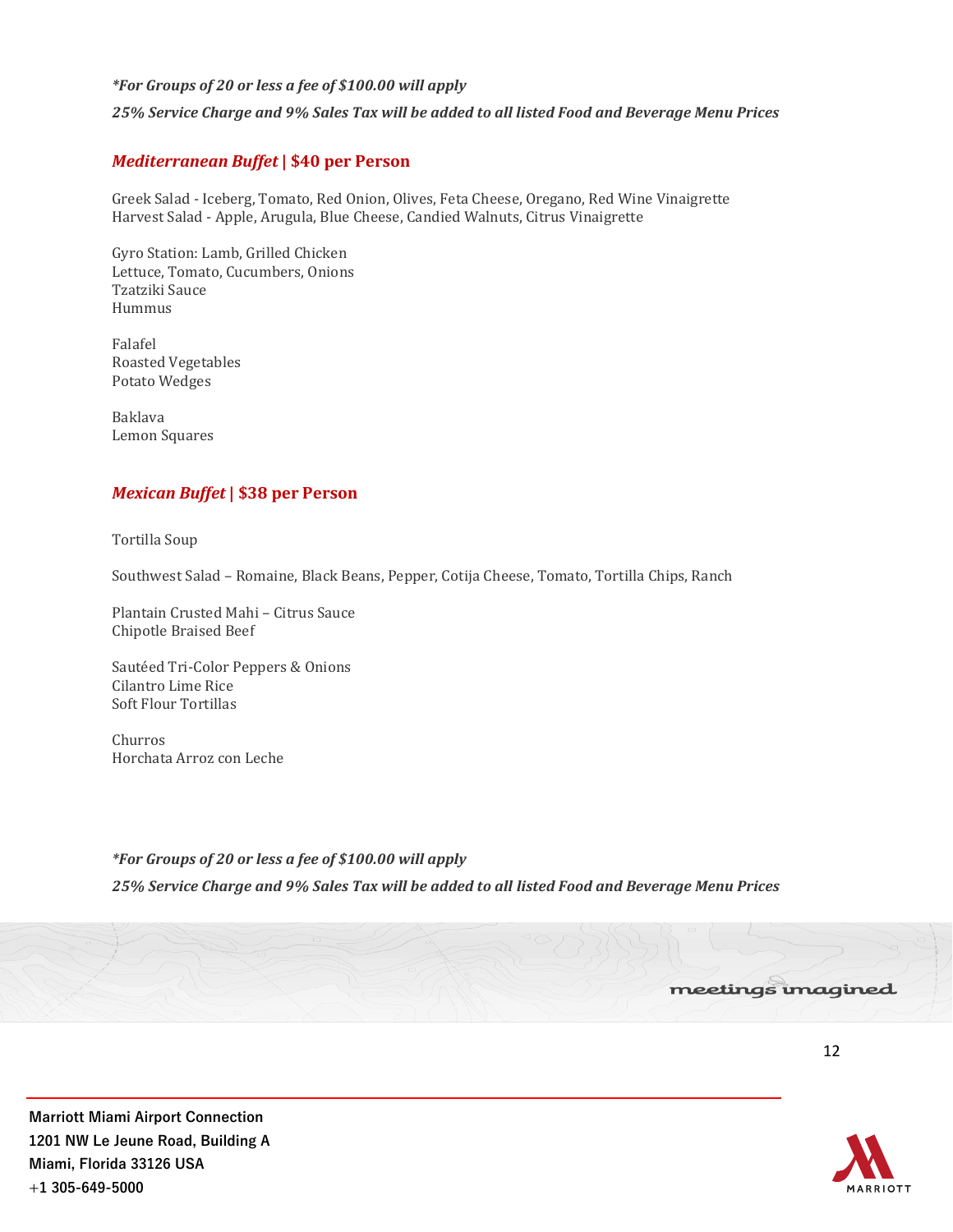*\*For Groups of 20 or less a fee of $100.00 will apply*

***25% Service Charge and 9% Sales Tax will be added to all listed Food and Beverage Menu Prices***

## *Mediterranean Buffet* | $40 per Person

Greek Salad - Iceberg, Tomato, Red Onion, Olives, Feta Cheese, Oregano, Red Wine Vinaigrette
Harvest Salad - Apple, Arugula, Blue Cheese, Candied Walnuts, Citrus Vinaigrette

Gyro Station: Lamb, Grilled Chicken
Lettuce, Tomato, Cucumbers, Onions
Tzatziki Sauce
Hummus

Falafel
Roasted Vegetables
Potato Wedges

Baklava
Lemon Squares

## *Mexican Buffet* | $38 per Person

Tortilla Soup

Southwest Salad – Romaine, Black Beans, Pepper, Cotija Cheese, Tomato, Tortilla Chips, Ranch

Plantain Crusted Mahi – Citrus Sauce
Chipotle Braised Beef

Sautéed Tri-Color Peppers & Onions
Cilantro Lime Rice
Soft Flour Tortillas

Churros
Horchata Arroz con Leche

*\*For Groups of 20 or less a fee of $100.00 will apply*

***25% Service Charge and 9% Sales Tax will be added to all listed Food and Beverage Menu Prices***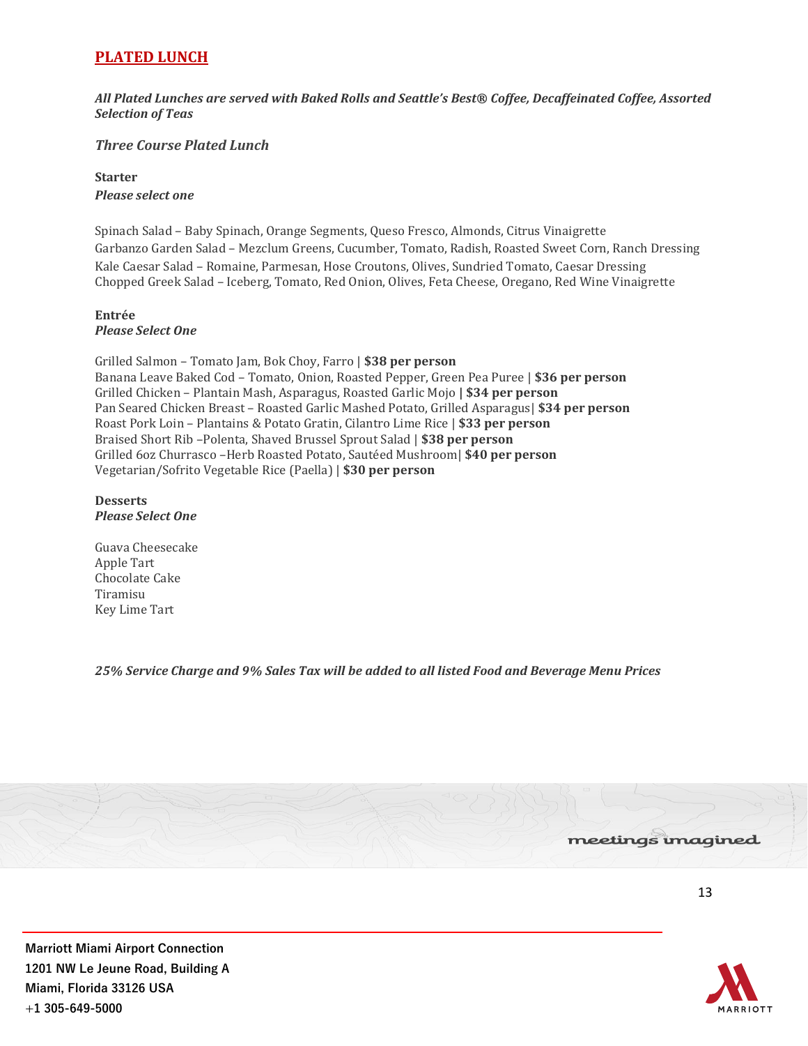## PLATED LUNCH

***All Plated Lunches are served with Baked Rolls and Seattle's Best® Coffee, Decaffeinated Coffee, Assorted Selection of Teas***

### *Three Course Plated Lunch*

**Starter**
***Please select one***

Spinach Salad – Baby Spinach, Orange Segments, Queso Fresco, Almonds, Citrus Vinaigrette
Garbanzo Garden Salad – Mezclum Greens, Cucumber, Tomato, Radish, Roasted Sweet Corn, Ranch Dressing
Kale Caesar Salad – Romaine, Parmesan, Hose Croutons, Olives, Sundried Tomato, Caesar Dressing
Chopped Greek Salad – Iceberg, Tomato, Red Onion, Olives, Feta Cheese, Oregano, Red Wine Vinaigrette

**Entrée**
***Please Select One***

Grilled Salmon – Tomato Jam, Bok Choy, Farro | **$38 per person**
Banana Leave Baked Cod – Tomato, Onion, Roasted Pepper, Green Pea Puree | **$36 per person**
Grilled Chicken – Plantain Mash, Asparagus, Roasted Garlic Mojo **| $34 per person**
Pan Seared Chicken Breast – Roasted Garlic Mashed Potato, Grilled Asparagus| **$34 per person**
Roast Pork Loin – Plantains & Potato Gratin, Cilantro Lime Rice | **$33 per person**
Braised Short Rib –Polenta, Shaved Brussel Sprout Salad | **$38 per person**
Grilled 6oz Churrasco –Herb Roasted Potato, Sautéed Mushroom| **$40 per person**
Vegetarian/Sofrito Vegetable Rice (Paella) | **$30 per person**

**Desserts**
***Please Select One***

Guava Cheesecake
Apple Tart
Chocolate Cake
Tiramisu
Key Lime Tart

***25% Service Charge and 9% Sales Tax will be added to all listed Food and Beverage Menu Prices***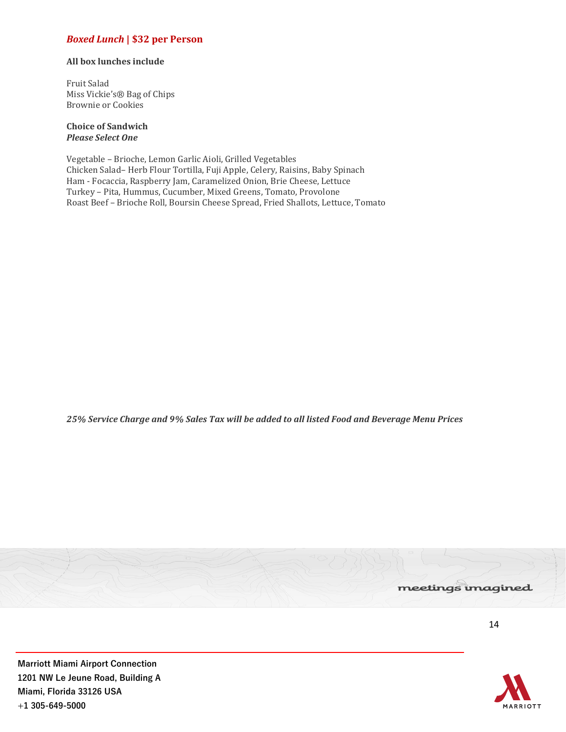## *Boxed Lunch* | $32 per Person

**All box lunches include**

Fruit Salad
Miss Vickie's® Bag of Chips
Brownie or Cookies

**Choice of Sandwich**
***Please Select One***

Vegetable – Brioche, Lemon Garlic Aioli, Grilled Vegetables
Chicken Salad– Herb Flour Tortilla, Fuji Apple, Celery, Raisins, Baby Spinach
Ham - Focaccia, Raspberry Jam, Caramelized Onion, Brie Cheese, Lettuce
Turkey – Pita, Hummus, Cucumber, Mixed Greens, Tomato, Provolone
Roast Beef – Brioche Roll, Boursin Cheese Spread, Fried Shallots, Lettuce, Tomato

***25% Service Charge and 9% Sales Tax will be added to all listed Food and Beverage Menu Prices***

meetings imagined

**Marriott Miami Airport Connection**
**1201 NW Le Jeune Road, Building A**
**Miami, Florida 33126 USA**
**+1 305-649-5000**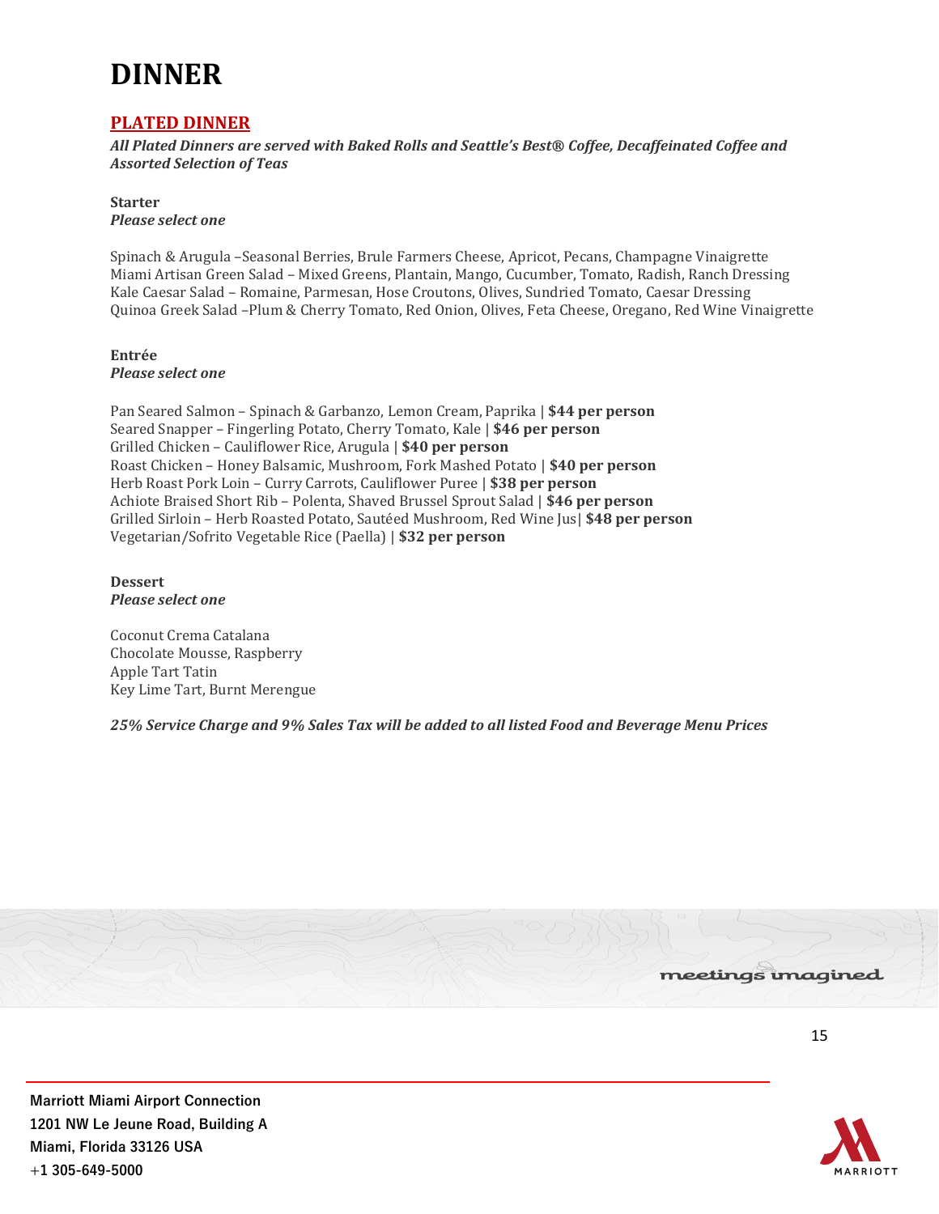# DINNER

## PLATED DINNER

***All Plated Dinners are served with Baked Rolls and Seattle's Best® Coffee, Decaffeinated Coffee and Assorted Selection of Teas***

**Starter**
***Please select one***

Spinach & Arugula –Seasonal Berries, Brule Farmers Cheese, Apricot, Pecans, Champagne Vinaigrette
Miami Artisan Green Salad – Mixed Greens, Plantain, Mango, Cucumber, Tomato, Radish, Ranch Dressing
Kale Caesar Salad – Romaine, Parmesan, Hose Croutons, Olives, Sundried Tomato, Caesar Dressing
Quinoa Greek Salad –Plum & Cherry Tomato, Red Onion, Olives, Feta Cheese, Oregano, Red Wine Vinaigrette

**Entrée**
***Please select one***

Pan Seared Salmon – Spinach & Garbanzo, Lemon Cream, Paprika | **$44 per person**
Seared Snapper – Fingerling Potato, Cherry Tomato, Kale | **$46 per person**
Grilled Chicken – Cauliflower Rice, Arugula | **$40 per person**
Roast Chicken – Honey Balsamic, Mushroom, Fork Mashed Potato | **$40 per person**
Herb Roast Pork Loin – Curry Carrots, Cauliflower Puree | **$38 per person**
Achiote Braised Short Rib – Polenta, Shaved Brussel Sprout Salad | **$46 per person**
Grilled Sirloin – Herb Roasted Potato, Sautéed Mushroom, Red Wine Jus| **$48 per person**
Vegetarian/Sofrito Vegetable Rice (Paella) | **$32 per person**

**Dessert**
***Please select one***

Coconut Crema Catalana
Chocolate Mousse, Raspberry
Apple Tart Tatin
Key Lime Tart, Burnt Merengue

***25% Service Charge and 9% Sales Tax will be added to all listed Food and Beverage Menu Prices***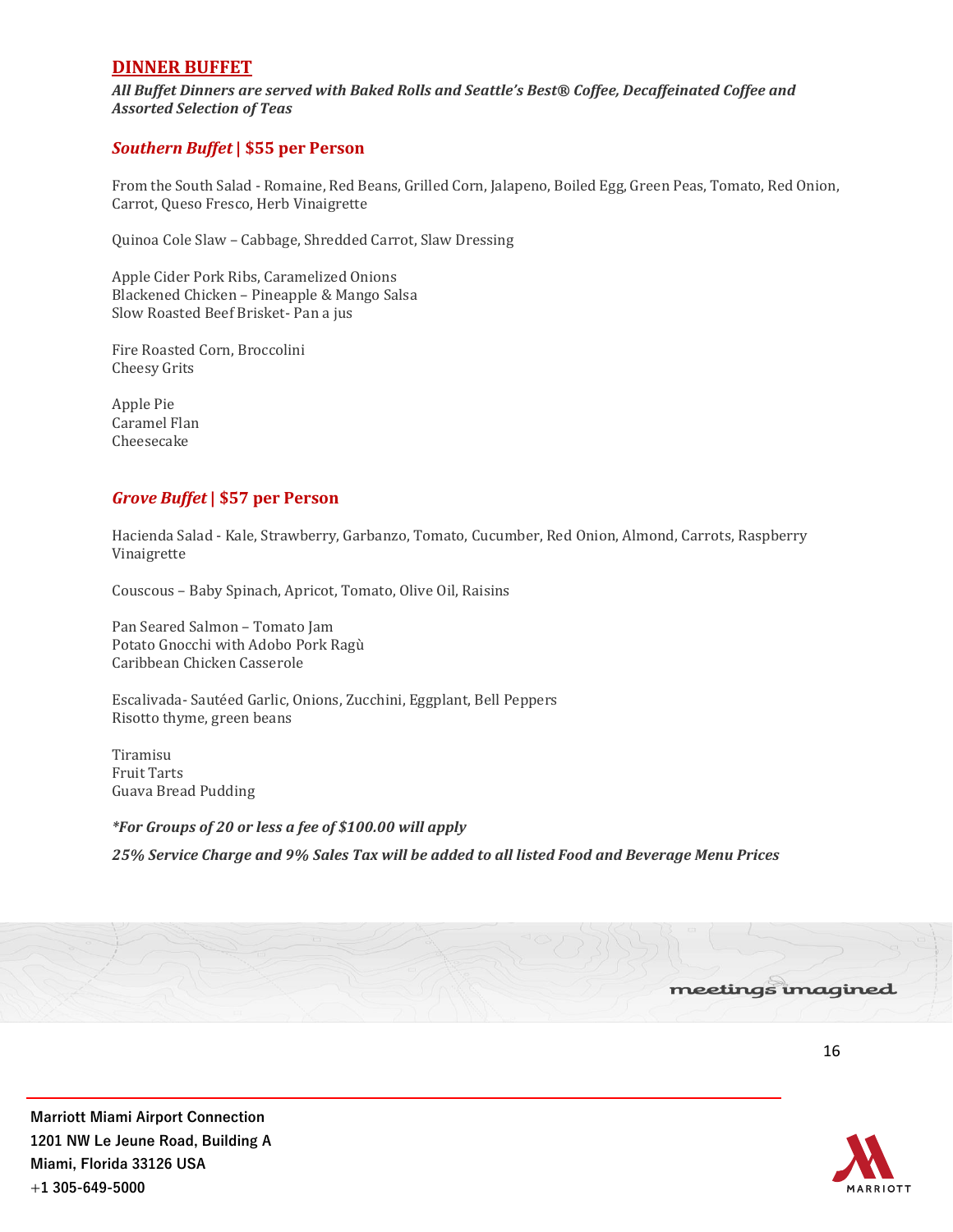## DINNER BUFFET

***All Buffet Dinners are served with Baked Rolls and Seattle's Best® Coffee, Decaffeinated Coffee and Assorted Selection of Teas***

### *Southern Buffet* | $55 per Person

From the South Salad - Romaine, Red Beans, Grilled Corn, Jalapeno, Boiled Egg, Green Peas, Tomato, Red Onion, Carrot, Queso Fresco, Herb Vinaigrette

Quinoa Cole Slaw – Cabbage, Shredded Carrot, Slaw Dressing

Apple Cider Pork Ribs, Caramelized Onions
Blackened Chicken – Pineapple & Mango Salsa
Slow Roasted Beef Brisket- Pan a jus

Fire Roasted Corn, Broccolini
Cheesy Grits

Apple Pie
Caramel Flan
Cheesecake

### *Grove Buffet* | $57 per Person

Hacienda Salad - Kale, Strawberry, Garbanzo, Tomato, Cucumber, Red Onion, Almond, Carrots, Raspberry Vinaigrette

Couscous – Baby Spinach, Apricot, Tomato, Olive Oil, Raisins

Pan Seared Salmon – Tomato Jam
Potato Gnocchi with Adobo Pork Ragù
Caribbean Chicken Casserole

Escalivada- Sautéed Garlic, Onions, Zucchini, Eggplant, Bell Peppers
Risotto thyme, green beans

Tiramisu
Fruit Tarts
Guava Bread Pudding

***For Groups of 20 or less a fee of $100.00 will apply***

***25% Service Charge and 9% Sales Tax will be added to all listed Food and Beverage Menu Prices***

meetings imagined

**Marriott Miami Airport Connection**
**1201 NW Le Jeune Road, Building A**
**Miami, Florida 33126 USA**
**+1 305-649-5000**

MARRIOTT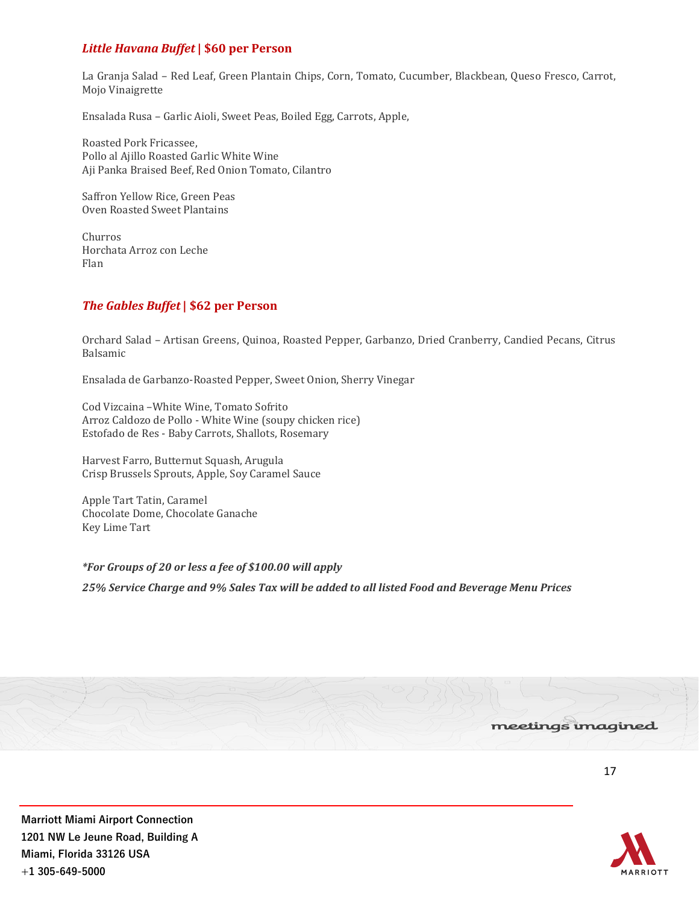### *Little Havana Buffet* | $60 per Person

La Granja Salad – Red Leaf, Green Plantain Chips, Corn, Tomato, Cucumber, Blackbean, Queso Fresco, Carrot, Mojo Vinaigrette

Ensalada Rusa – Garlic Aioli, Sweet Peas, Boiled Egg, Carrots, Apple,

Roasted Pork Fricassee,
Pollo al Ajillo Roasted Garlic White Wine
Aji Panka Braised Beef, Red Onion Tomato, Cilantro

Saffron Yellow Rice, Green Peas
Oven Roasted Sweet Plantains

Churros
Horchata Arroz con Leche
Flan

### *The Gables Buffet* | $62 per Person

Orchard Salad – Artisan Greens, Quinoa, Roasted Pepper, Garbanzo, Dried Cranberry, Candied Pecans, Citrus Balsamic

Ensalada de Garbanzo-Roasted Pepper, Sweet Onion, Sherry Vinegar

Cod Vizcaina –White Wine, Tomato Sofrito
Arroz Caldozo de Pollo - White Wine (soupy chicken rice)
Estofado de Res - Baby Carrots, Shallots, Rosemary

Harvest Farro, Butternut Squash, Arugula
Crisp Brussels Sprouts, Apple, Soy Caramel Sauce

Apple Tart Tatin, Caramel
Chocolate Dome, Chocolate Ganache
Key Lime Tart

***For Groups of 20 or less a fee of $100.00 will apply***

***25% Service Charge and 9% Sales Tax will be added to all listed Food and Beverage Menu Prices***

**Marriott Miami Airport Connection**
**1201 NW Le Jeune Road, Building A**
**Miami, Florida 33126 USA**
**+1 305-649-5000**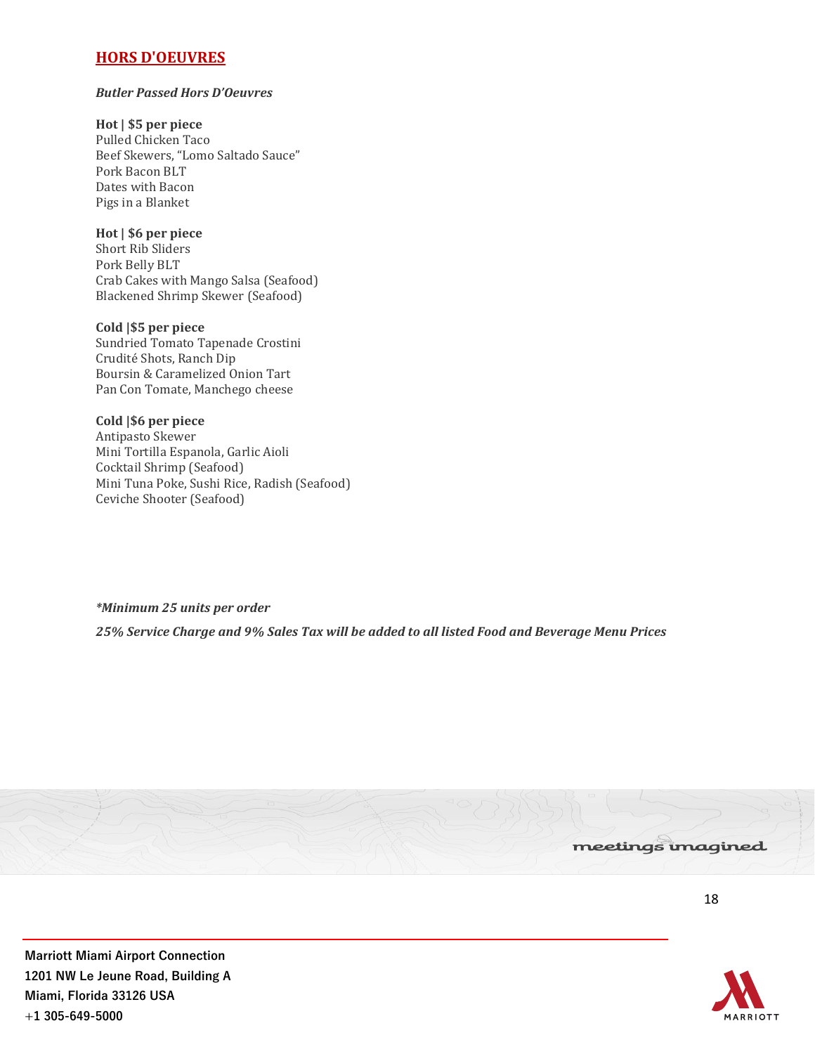## HORS D'OEUVRES

***Butler Passed Hors D'Oeuvres***

**Hot | $5 per piece**
Pulled Chicken Taco
Beef Skewers, "Lomo Saltado Sauce"
Pork Bacon BLT
Dates with Bacon
Pigs in a Blanket

**Hot | $6 per piece**
Short Rib Sliders
Pork Belly BLT
Crab Cakes with Mango Salsa (Seafood)
Blackened Shrimp Skewer (Seafood)

**Cold |$5 per piece**
Sundried Tomato Tapenade Crostini
Crudité Shots, Ranch Dip
Boursin & Caramelized Onion Tart
Pan Con Tomate, Manchego cheese

**Cold |$6 per piece**
Antipasto Skewer
Mini Tortilla Espanola, Garlic Aioli
Cocktail Shrimp (Seafood)
Mini Tuna Poke, Sushi Rice, Radish (Seafood)
Ceviche Shooter (Seafood)

***\*Minimum 25 units per order***

***25% Service Charge and 9% Sales Tax will be added to all listed Food and Beverage Menu Prices***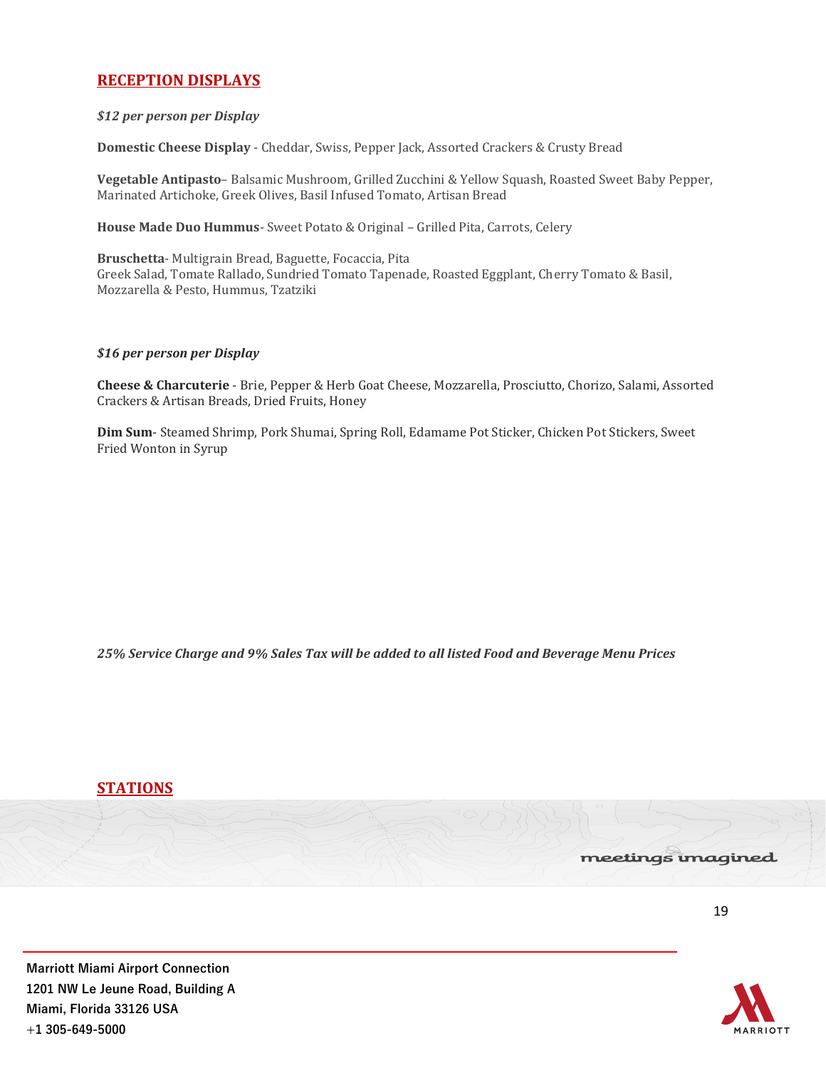## RECEPTION DISPLAYS

***$12 per person per Display***

**Domestic Cheese Display** - Cheddar, Swiss, Pepper Jack, Assorted Crackers & Crusty Bread

**Vegetable Antipasto**– Balsamic Mushroom, Grilled Zucchini & Yellow Squash, Roasted Sweet Baby Pepper, Marinated Artichoke, Greek Olives, Basil Infused Tomato, Artisan Bread

**House Made Duo Hummus**- Sweet Potato & Original – Grilled Pita, Carrots, Celery

**Bruschetta**- Multigrain Bread, Baguette, Focaccia, Pita
Greek Salad, Tomate Rallado, Sundried Tomato Tapenade, Roasted Eggplant, Cherry Tomato & Basil, Mozzarella & Pesto, Hummus, Tzatziki

***$16 per person per Display***

**Cheese & Charcuterie** - Brie, Pepper & Herb Goat Cheese, Mozzarella, Prosciutto, Chorizo, Salami, Assorted Crackers & Artisan Breads, Dried Fruits, Honey

**Dim Sum**- Steamed Shrimp, Pork Shumai, Spring Roll, Edamame Pot Sticker, Chicken Pot Stickers, Sweet Fried Wonton in Syrup

***25% Service Charge and 9% Sales Tax will be added to all listed Food and Beverage Menu Prices***

## STATIONS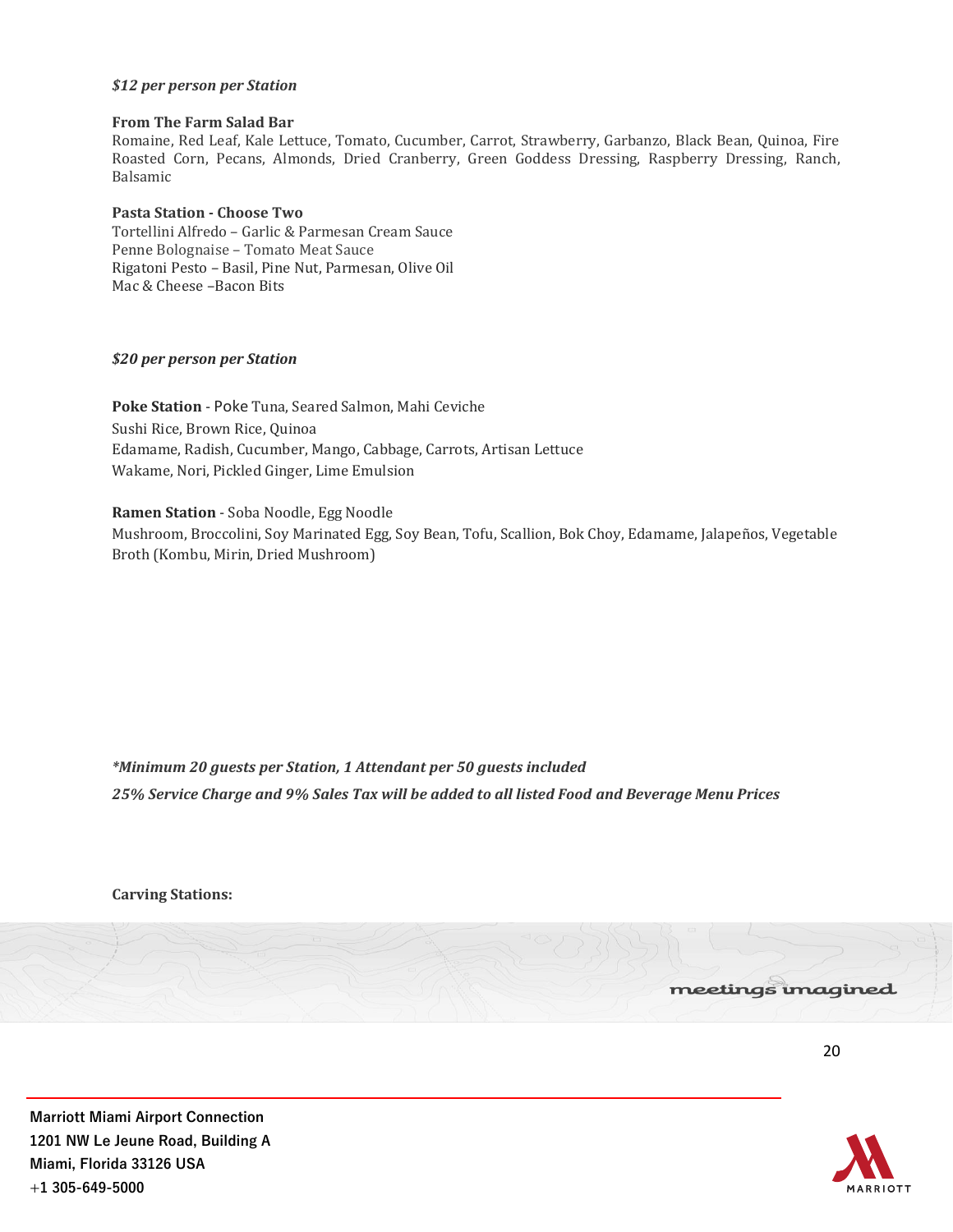*$12 per person per Station*

**From The Farm Salad Bar**
Romaine, Red Leaf, Kale Lettuce, Tomato, Cucumber, Carrot, Strawberry, Garbanzo, Black Bean, Quinoa, Fire Roasted Corn, Pecans, Almonds, Dried Cranberry, Green Goddess Dressing, Raspberry Dressing, Ranch, Balsamic

**Pasta Station - Choose Two**
Tortellini Alfredo – Garlic & Parmesan Cream Sauce
Penne Bolognaise – Tomato Meat Sauce
Rigatoni Pesto – Basil, Pine Nut, Parmesan, Olive Oil
Mac & Cheese –Bacon Bits

*$20 per person per Station*

**Poke Station** - Poke Tuna, Seared Salmon, Mahi Ceviche
Sushi Rice, Brown Rice, Quinoa
Edamame, Radish, Cucumber, Mango, Cabbage, Carrots, Artisan Lettuce
Wakame, Nori, Pickled Ginger, Lime Emulsion

**Ramen Station** - Soba Noodle, Egg Noodle
Mushroom, Broccolini, Soy Marinated Egg, Soy Bean, Tofu, Scallion, Bok Choy, Edamame, Jalapeños, Vegetable Broth (Kombu, Mirin, Dried Mushroom)

***Minimum 20 guests per Station, 1 Attendant per 50 guests included***

***25% Service Charge and 9% Sales Tax will be added to all listed Food and Beverage Menu Prices***

**Carving Stations:**

meetings imagined

**Marriott Miami Airport Connection**
**1201 NW Le Jeune Road, Building A**
**Miami, Florida 33126 USA**
**+1 305-649-5000**

MARRIOTT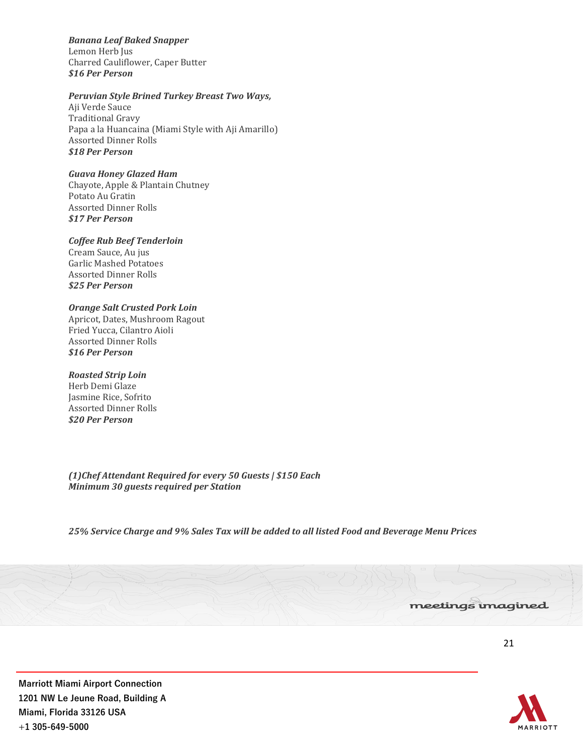***Banana Leaf Baked Snapper***
Lemon Herb Jus
Charred Cauliflower, Caper Butter
***$16 Per Person***

***Peruvian Style Brined Turkey Breast Two Ways,***
Aji Verde Sauce
Traditional Gravy
Papa a la Huancaina (Miami Style with Aji Amarillo)
Assorted Dinner Rolls
***$18 Per Person***

***Guava Honey Glazed Ham***
Chayote, Apple & Plantain Chutney
Potato Au Gratin
Assorted Dinner Rolls
***$17 Per Person***

***Coffee Rub Beef Tenderloin***
Cream Sauce, Au jus
Garlic Mashed Potatoes
Assorted Dinner Rolls
***$25 Per Person***

***Orange Salt Crusted Pork Loin***
Apricot, Dates, Mushroom Ragout
Fried Yucca, Cilantro Aioli
Assorted Dinner Rolls
***$16 Per Person***

***Roasted Strip Loin***
Herb Demi Glaze
Jasmine Rice, Sofrito
Assorted Dinner Rolls
***$20 Per Person***

***(1)Chef Attendant Required for every 50 Guests | $150 Each***
***Minimum 30 guests required per Station***

***25% Service Charge and 9% Sales Tax will be added to all listed Food and Beverage Menu Prices***

**Marriott Miami Airport Connection**
**1201 NW Le Jeune Road, Building A**
**Miami, Florida 33126 USA**
**+1 305-649-5000**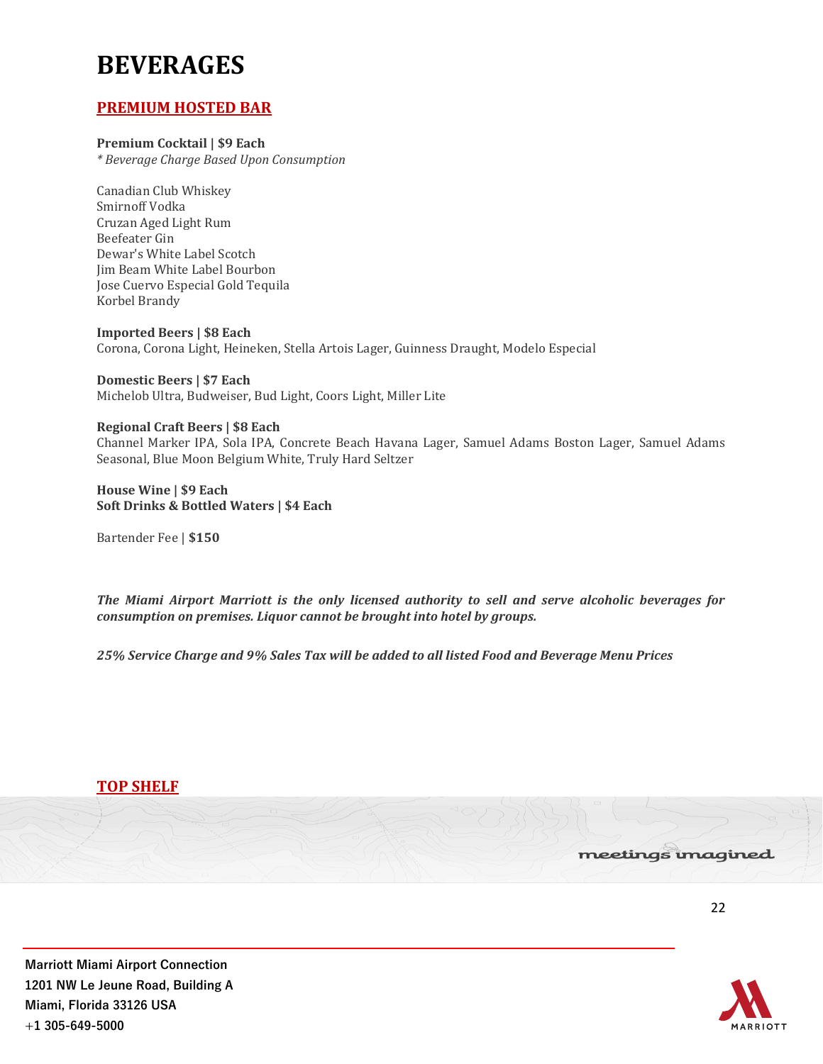# BEVERAGES

## PREMIUM HOSTED BAR

**Premium Cocktail | $9 Each**
*\* Beverage Charge Based Upon Consumption*

Canadian Club Whiskey
Smirnoff Vodka
Cruzan Aged Light Rum
Beefeater Gin
Dewar's White Label Scotch
Jim Beam White Label Bourbon
Jose Cuervo Especial Gold Tequila
Korbel Brandy

**Imported Beers | $8 Each**
Corona, Corona Light, Heineken, Stella Artois Lager, Guinness Draught, Modelo Especial

**Domestic Beers | $7 Each**
Michelob Ultra, Budweiser, Bud Light, Coors Light, Miller Lite

**Regional Craft Beers | $8 Each**
Channel Marker IPA, Sola IPA, Concrete Beach Havana Lager, Samuel Adams Boston Lager, Samuel Adams Seasonal, Blue Moon Belgium White, Truly Hard Seltzer

**House Wine | $9 Each**
**Soft Drinks & Bottled Waters | $4 Each**

Bartender Fee | **$150**

***The Miami Airport Marriott is the only licensed authority to sell and serve alcoholic beverages for consumption on premises. Liquor cannot be brought into hotel by groups.***

***25% Service Charge and 9% Sales Tax will be added to all listed Food and Beverage Menu Prices***

## TOP SHELF

meetings imagined

**Marriott Miami Airport Connection**
**1201 NW Le Jeune Road, Building A**
**Miami, Florida 33126 USA**
**+1 305-649-5000**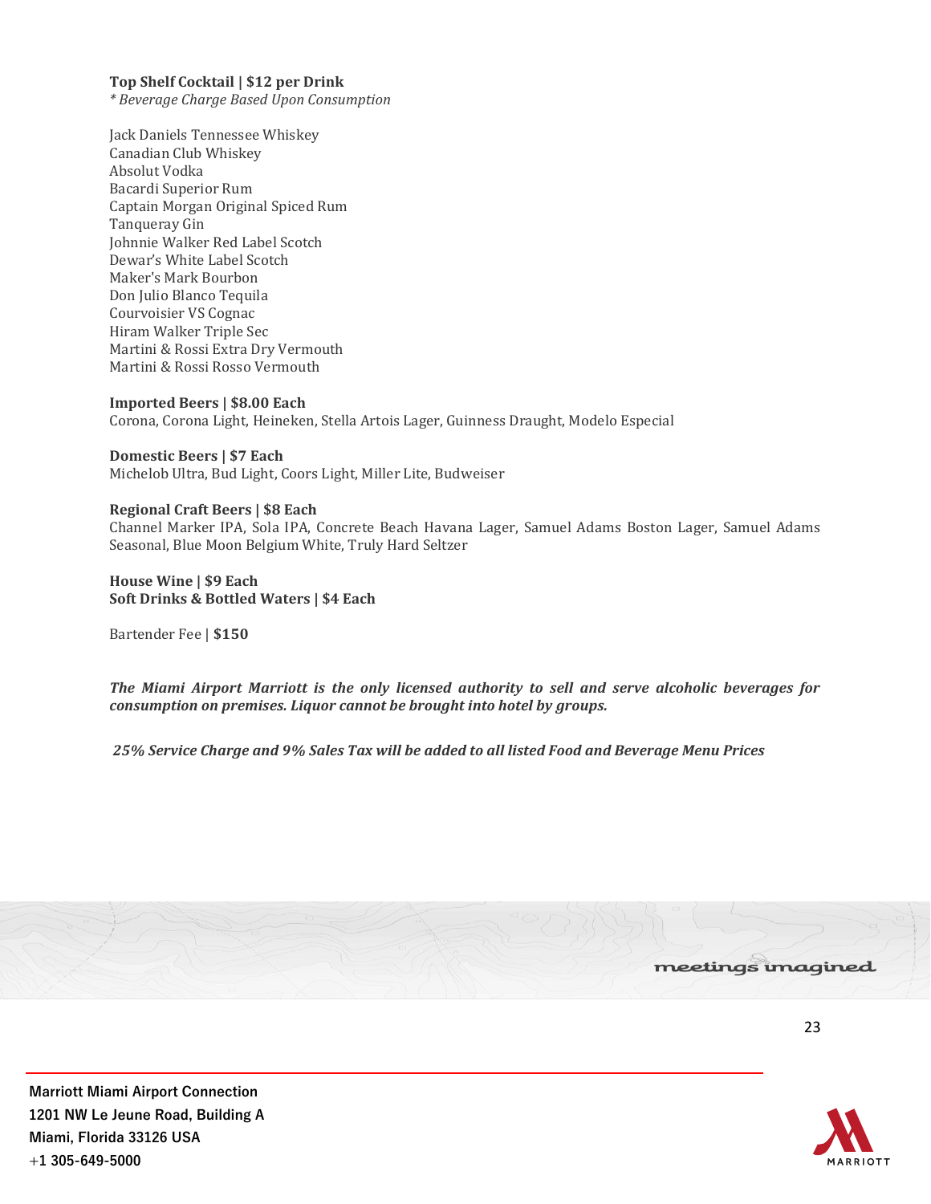**Top Shelf Cocktail | $12 per Drink**
*\* Beverage Charge Based Upon Consumption*

Jack Daniels Tennessee Whiskey
Canadian Club Whiskey
Absolut Vodka
Bacardi Superior Rum
Captain Morgan Original Spiced Rum
Tanqueray Gin
Johnnie Walker Red Label Scotch
Dewar's White Label Scotch
Maker's Mark Bourbon
Don Julio Blanco Tequila
Courvoisier VS Cognac
Hiram Walker Triple Sec
Martini & Rossi Extra Dry Vermouth
Martini & Rossi Rosso Vermouth

**Imported Beers | $8.00 Each**
Corona, Corona Light, Heineken, Stella Artois Lager, Guinness Draught, Modelo Especial

**Domestic Beers | $7 Each**
Michelob Ultra, Bud Light, Coors Light, Miller Lite, Budweiser

**Regional Craft Beers | $8 Each**
Channel Marker IPA, Sola IPA, Concrete Beach Havana Lager, Samuel Adams Boston Lager, Samuel Adams Seasonal, Blue Moon Belgium White, Truly Hard Seltzer

**House Wine | $9 Each**
**Soft Drinks & Bottled Waters | $4 Each**

Bartender Fee | **$150**

***The Miami Airport Marriott is the only licensed authority to sell and serve alcoholic beverages for consumption on premises. Liquor cannot be brought into hotel by groups.***

***25% Service Charge and 9% Sales Tax will be added to all listed Food and Beverage Menu Prices***

meetings imagined

**Marriott Miami Airport Connection**
**1201 NW Le Jeune Road, Building A**
**Miami, Florida 33126 USA**
**+1 305-649-5000**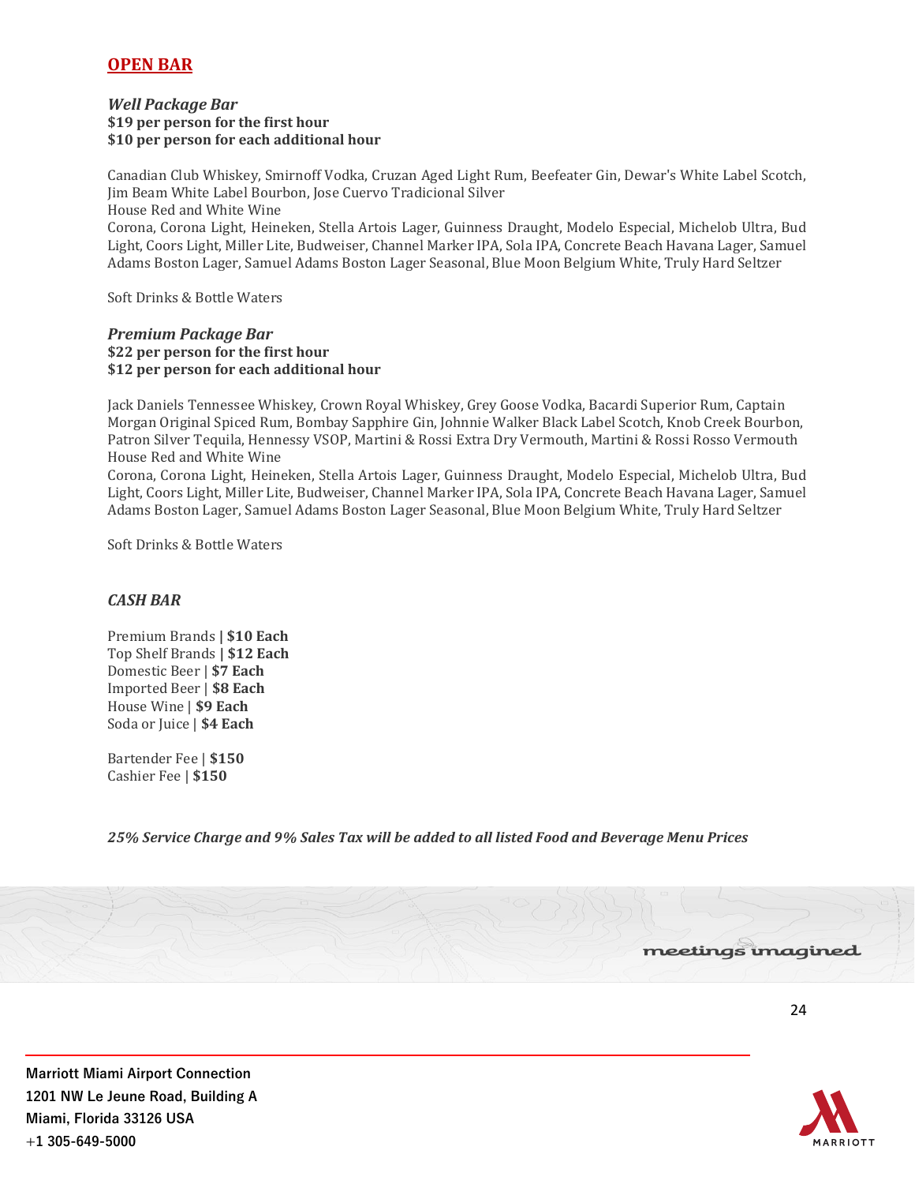## OPEN BAR

### *Well Package Bar*

**$19 per person for the first hour**
**$10 per person for each additional hour**

Canadian Club Whiskey, Smirnoff Vodka, Cruzan Aged Light Rum, Beefeater Gin, Dewar's White Label Scotch, Jim Beam White Label Bourbon, Jose Cuervo Tradicional Silver
House Red and White Wine
Corona, Corona Light, Heineken, Stella Artois Lager, Guinness Draught, Modelo Especial, Michelob Ultra, Bud Light, Coors Light, Miller Lite, Budweiser, Channel Marker IPA, Sola IPA, Concrete Beach Havana Lager, Samuel Adams Boston Lager, Samuel Adams Boston Lager Seasonal, Blue Moon Belgium White, Truly Hard Seltzer

Soft Drinks & Bottle Waters

### *Premium Package Bar*

**$22 per person for the first hour**
**$12 per person for each additional hour**

Jack Daniels Tennessee Whiskey, Crown Royal Whiskey, Grey Goose Vodka, Bacardi Superior Rum, Captain Morgan Original Spiced Rum, Bombay Sapphire Gin, Johnnie Walker Black Label Scotch, Knob Creek Bourbon, Patron Silver Tequila, Hennessy VSOP, Martini & Rossi Extra Dry Vermouth, Martini & Rossi Rosso Vermouth
House Red and White Wine
Corona, Corona Light, Heineken, Stella Artois Lager, Guinness Draught, Modelo Especial, Michelob Ultra, Bud Light, Coors Light, Miller Lite, Budweiser, Channel Marker IPA, Sola IPA, Concrete Beach Havana Lager, Samuel Adams Boston Lager, Samuel Adams Boston Lager Seasonal, Blue Moon Belgium White, Truly Hard Seltzer

Soft Drinks & Bottle Waters

### *CASH BAR*

Premium Brands **| $10 Each**
Top Shelf Brands **| $12 Each**
Domestic Beer | **$7 Each**
Imported Beer | **$8 Each**
House Wine | **$9 Each**
Soda or Juice | **$4 Each**

Bartender Fee | **$150**
Cashier Fee | **$150**

***25% Service Charge and 9% Sales Tax will be added to all listed Food and Beverage Menu Prices***

meetings imagined

**Marriott Miami Airport Connection**
**1201 NW Le Jeune Road, Building A**
**Miami, Florida 33126 USA**
**+1 305-649-5000**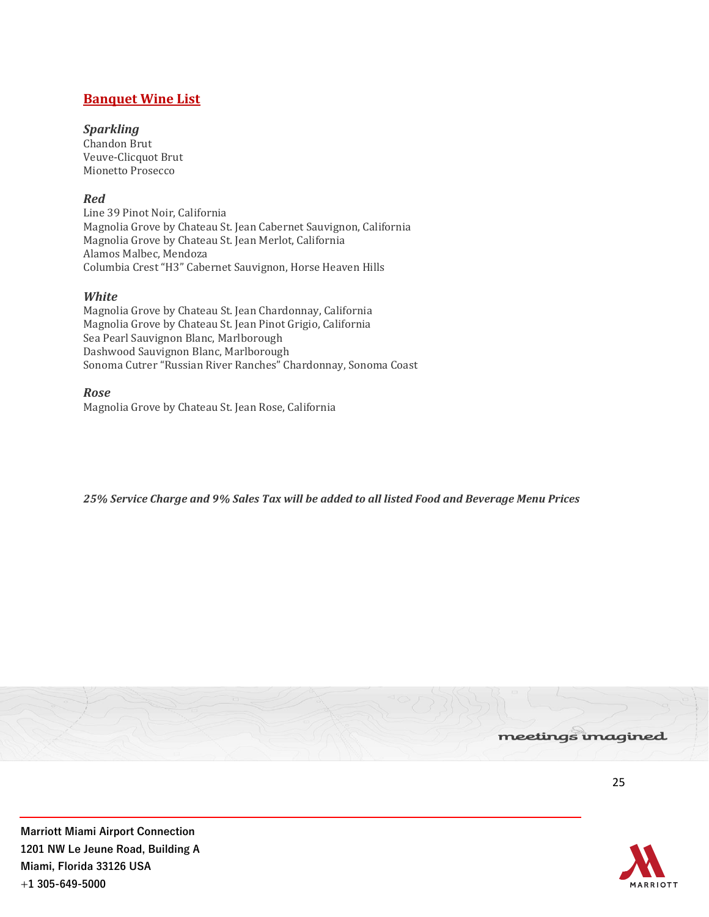## Banquet Wine List

### *Sparkling*

Chandon Brut
Veuve-Clicquot Brut
Mionetto Prosecco

### *Red*

Line 39 Pinot Noir, California
Magnolia Grove by Chateau St. Jean Cabernet Sauvignon, California
Magnolia Grove by Chateau St. Jean Merlot, California
Alamos Malbec, Mendoza
Columbia Crest "H3" Cabernet Sauvignon, Horse Heaven Hills

### *White*

Magnolia Grove by Chateau St. Jean Chardonnay, California
Magnolia Grove by Chateau St. Jean Pinot Grigio, California
Sea Pearl Sauvignon Blanc, Marlborough
Dashwood Sauvignon Blanc, Marlborough
Sonoma Cutrer "Russian River Ranches" Chardonnay, Sonoma Coast

### *Rose*

Magnolia Grove by Chateau St. Jean Rose, California

***25% Service Charge and 9% Sales Tax will be added to all listed Food and Beverage Menu Prices***

**Marriott Miami Airport Connection**
**1201 NW Le Jeune Road, Building A**
**Miami, Florida 33126 USA**
**+1 305-649-5000**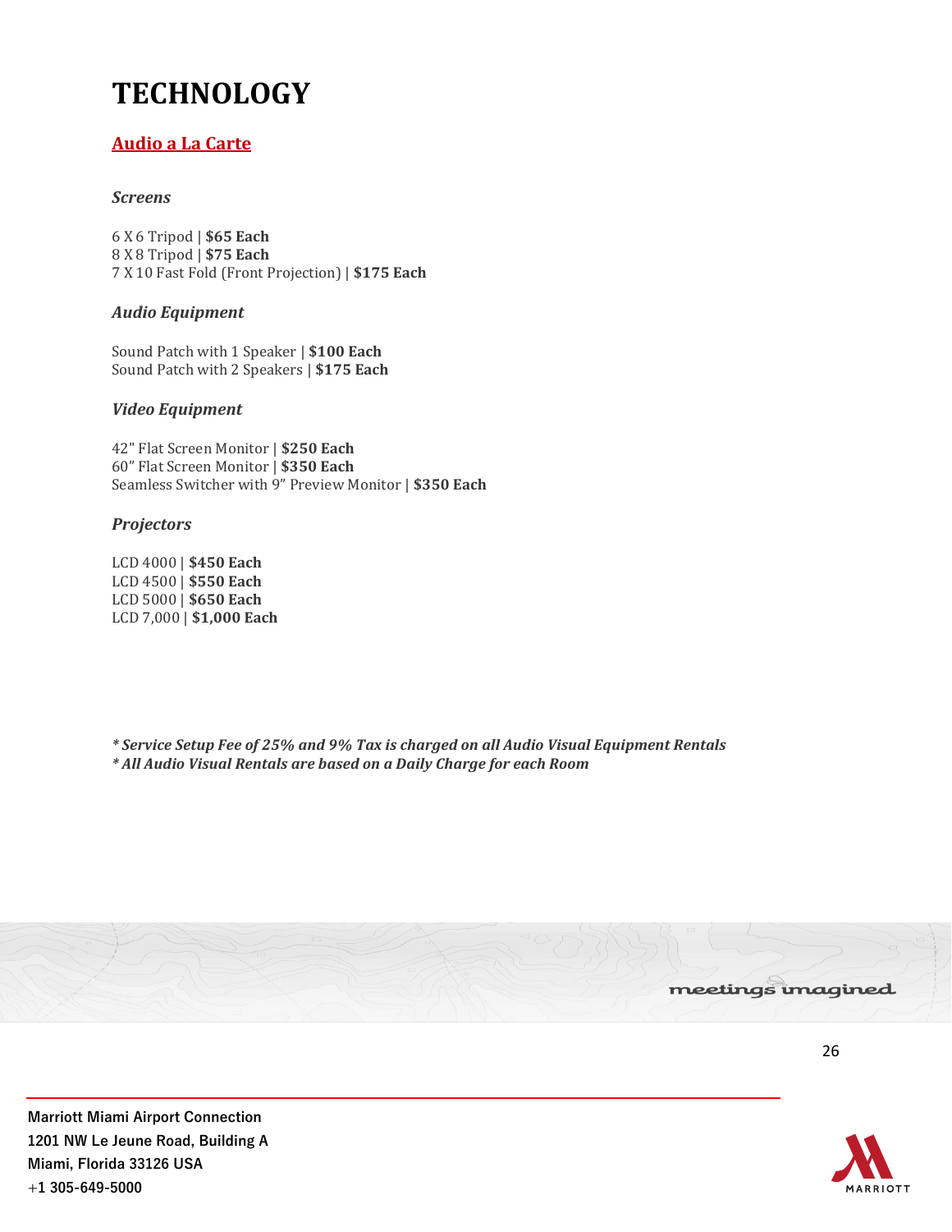# TECHNOLOGY

## Audio a La Carte

### *Screens*

6 X 6 Tripod | **$65 Each**
8 X 8 Tripod | **$75 Each**
7 X 10 Fast Fold (Front Projection) | **$175 Each**

### *Audio Equipment*

Sound Patch with 1 Speaker | **$100 Each**
Sound Patch with 2 Speakers | **$175 Each**

### *Video Equipment*

42" Flat Screen Monitor | **$250 Each**
60" Flat Screen Monitor | **$350 Each**
Seamless Switcher with 9" Preview Monitor | **$350 Each**

### *Projectors*

LCD 4000 | **$450 Each**
LCD 4500 | **$550 Each**
LCD 5000 | **$650 Each**
LCD 7,000 | **$1,000 Each**

***\* Service Setup Fee of 25% and 9% Tax is charged on all Audio Visual Equipment Rentals***
***\* All Audio Visual Rentals are based on a Daily Charge for each Room***

meetings imagined

**Marriott Miami Airport Connection**
**1201 NW Le Jeune Road, Building A**
**Miami, Florida 33126 USA**
**+1 305-649-5000**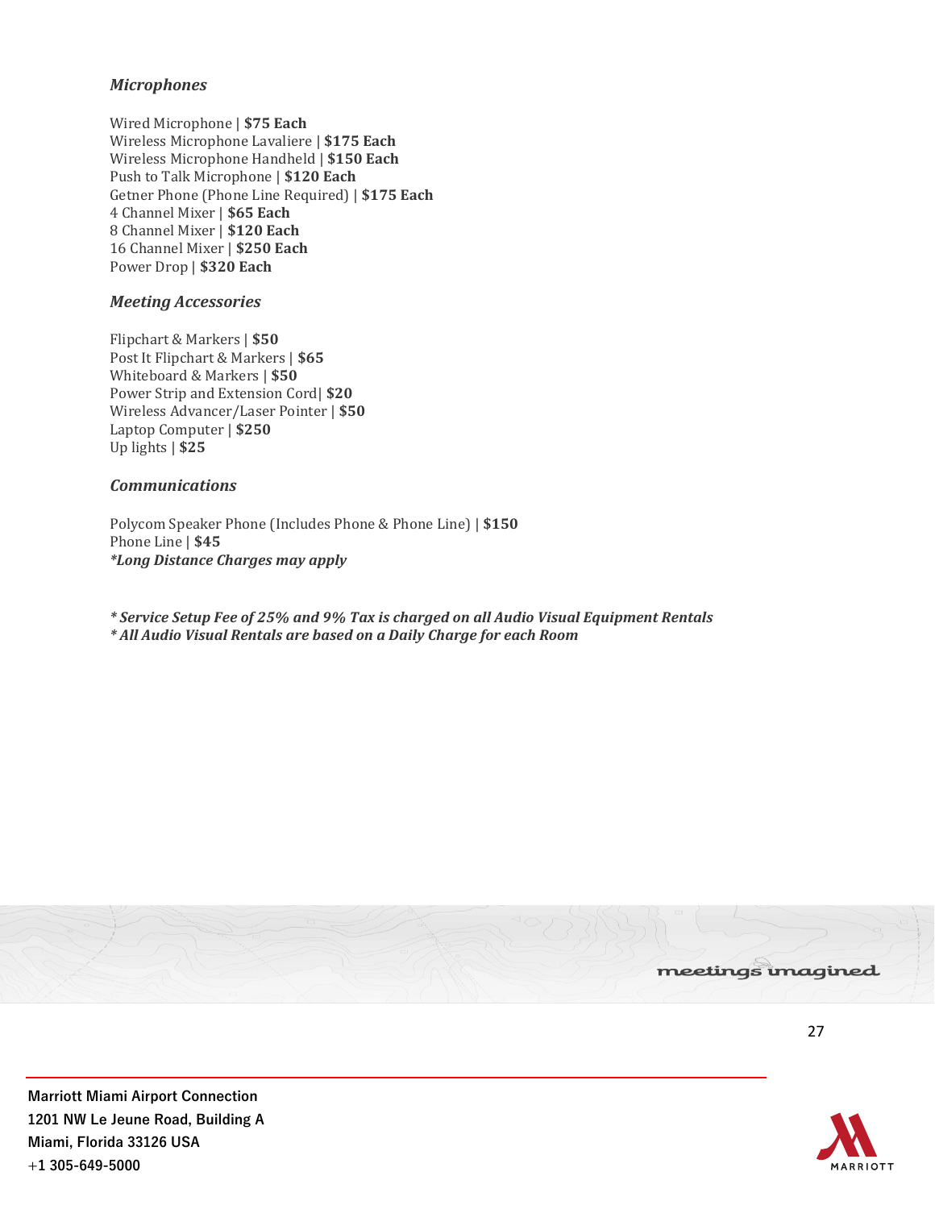### *Microphones*

Wired Microphone | **$75 Each**
Wireless Microphone Lavaliere | **$175 Each**
Wireless Microphone Handheld | **$150 Each**
Push to Talk Microphone | **$120 Each**
Getner Phone (Phone Line Required) | **$175 Each**
4 Channel Mixer | **$65 Each**
8 Channel Mixer | **$120 Each**
16 Channel Mixer | **$250 Each**
Power Drop | **$320 Each**

### *Meeting Accessories*

Flipchart & Markers | **$50**
Post It Flipchart & Markers | **$65**
Whiteboard & Markers | **$50**
Power Strip and Extension Cord| **$20**
Wireless Advancer/Laser Pointer | **$50**
Laptop Computer | **$250**
Up lights | **$25**

### *Communications*

Polycom Speaker Phone (Includes Phone & Phone Line) | **$150**
Phone Line | **$45**
***Long Distance Charges may apply***

***\* Service Setup Fee of 25% and 9% Tax is charged on all Audio Visual Equipment Rentals***
***\* All Audio Visual Rentals are based on a Daily Charge for each Room***

meetings imagined

**Marriott Miami Airport Connection**
**1201 NW Le Jeune Road, Building A**
**Miami, Florida 33126 USA**
**+1 305-649-5000**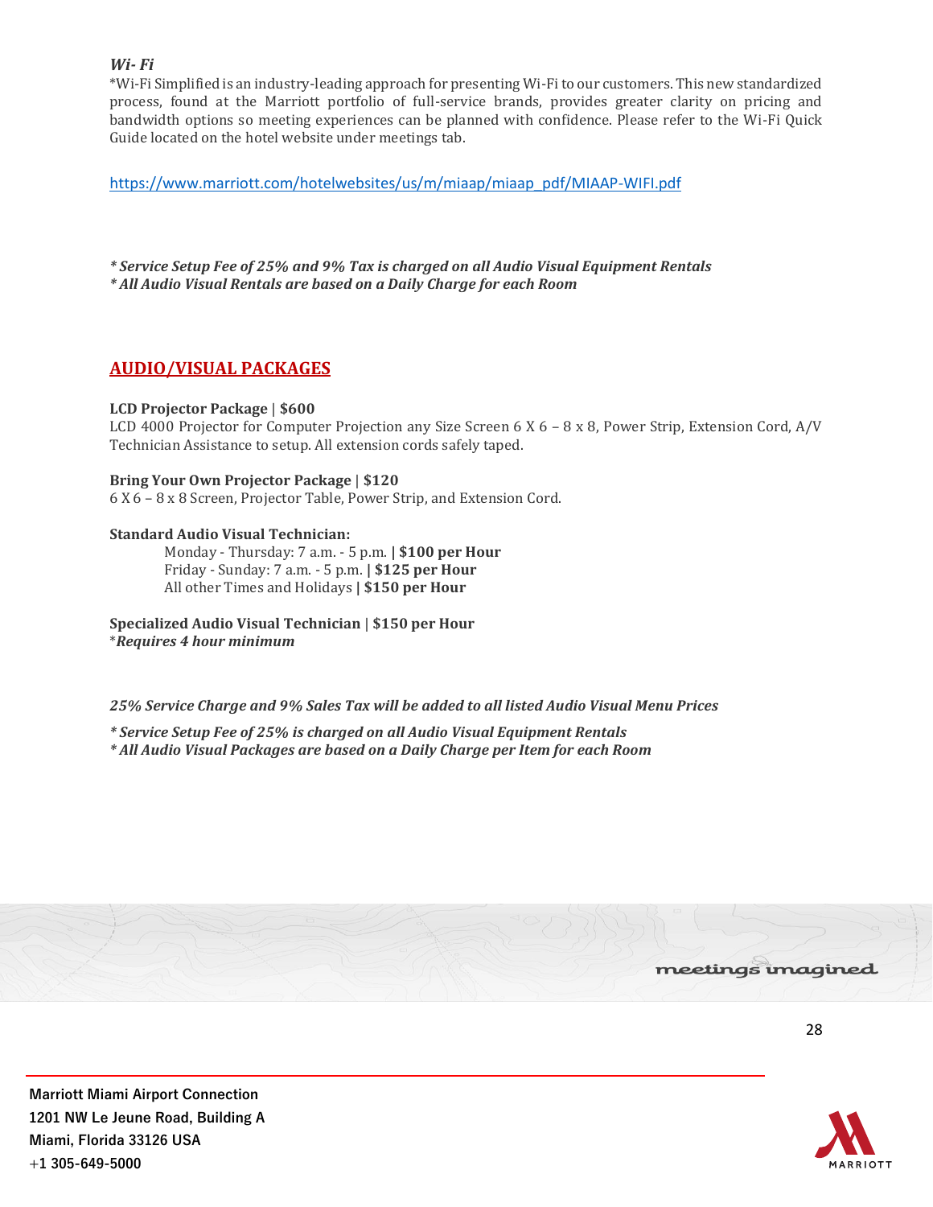***Wi- Fi***

*Wi-Fi Simplified is an industry-leading approach for presenting Wi-Fi to our customers. This new standardized process, found at the Marriott portfolio of full-service brands, provides greater clarity on pricing and bandwidth options so meeting experiences can be planned with confidence. Please refer to the Wi-Fi Quick Guide located on the hotel website under meetings tab.

https://www.marriott.com/hotelwebsites/us/m/miaap/miaap_pdf/MIAAP-WIFI.pdf

***\* Service Setup Fee of 25% and 9% Tax is charged on all Audio Visual Equipment Rentals***
***\* All Audio Visual Rentals are based on a Daily Charge for each Room***

## AUDIO/VISUAL PACKAGES

**LCD Projector Package | $600**
LCD 4000 Projector for Computer Projection any Size Screen 6 X 6 – 8 x 8, Power Strip, Extension Cord, A/V Technician Assistance to setup. All extension cords safely taped.

**Bring Your Own Projector Package | $120**
6 X 6 – 8 x 8 Screen, Projector Table, Power Strip, and Extension Cord.

**Standard Audio Visual Technician:**

Monday - Thursday: 7 a.m. - 5 p.m. **| $100 per Hour**
Friday - Sunday: 7 a.m. - 5 p.m. **| $125 per Hour**
All other Times and Holidays **| $150 per Hour**

**Specialized Audio Visual Technician | $150 per Hour**
\****Requires 4 hour minimum***

***25% Service Charge and 9% Sales Tax will be added to all listed Audio Visual Menu Prices***

***\* Service Setup Fee of 25% is charged on all Audio Visual Equipment Rentals***
***\* All Audio Visual Packages are based on a Daily Charge per Item for each Room***

meetings imagined

**Marriott Miami Airport Connection**
**1201 NW Le Jeune Road, Building A**
**Miami, Florida 33126 USA**
**+1 305-649-5000**

MARRIOTT